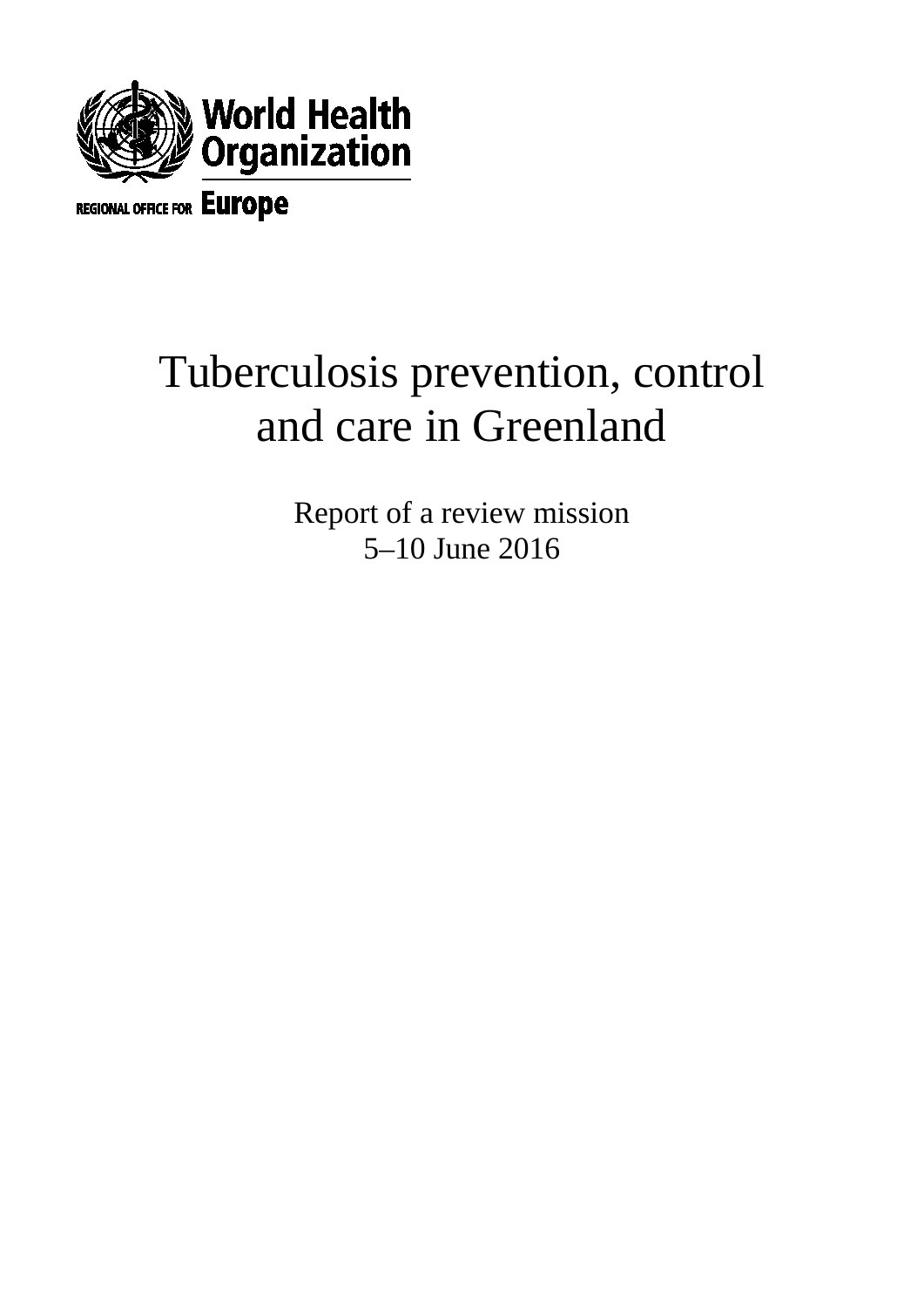World Health Organization

REGIONAL OFFICE FOR Europe

# Tuberculosis prevention, control and care in Greenland

Report of a review mission
5–10 June 2016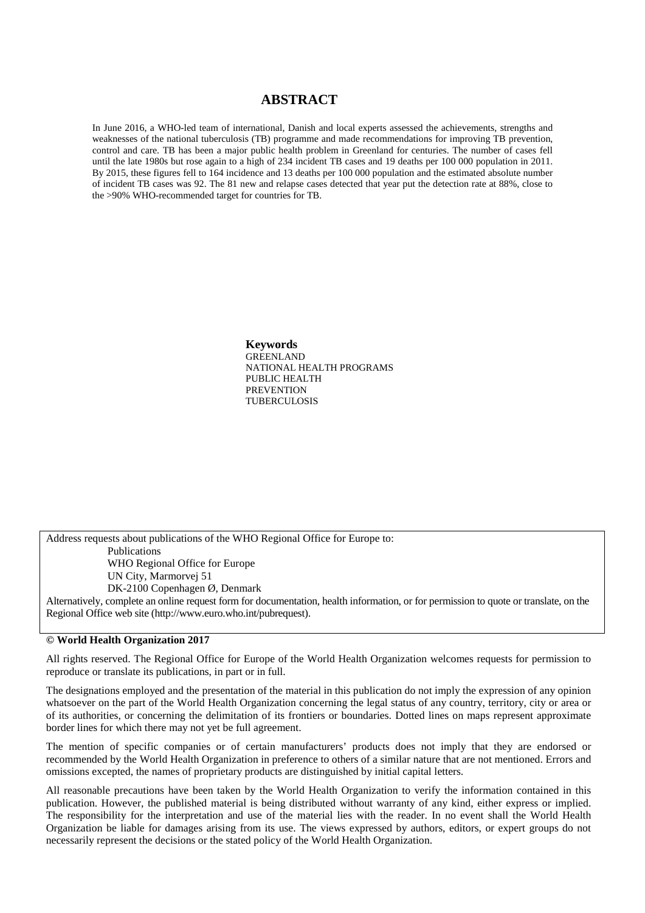# ABSTRACT

In June 2016, a WHO-led team of international, Danish and local experts assessed the achievements, strengths and weaknesses of the national tuberculosis (TB) programme and made recommendations for improving TB prevention, control and care. TB has been a major public health problem in Greenland for centuries. The number of cases fell until the late 1980s but rose again to a high of 234 incident TB cases and 19 deaths per 100 000 population in 2011. By 2015, these figures fell to 164 incidence and 13 deaths per 100 000 population and the estimated absolute number of incident TB cases was 92. The 81 new and relapse cases detected that year put the detection rate at 88%, close to the >90% WHO-recommended target for countries for TB.

**Keywords**

GREENLAND
NATIONAL HEALTH PROGRAMS
PUBLIC HEALTH
PREVENTION
TUBERCULOSIS

Address requests about publications of the WHO Regional Office for Europe to:

Publications
WHO Regional Office for Europe
UN City, Marmorvej 51
DK-2100 Copenhagen Ø, Denmark

Alternatively, complete an online request form for documentation, health information, or for permission to quote or translate, on the Regional Office web site (http://www.euro.who.int/pubrequest).

**© World Health Organization 2017**

All rights reserved. The Regional Office for Europe of the World Health Organization welcomes requests for permission to reproduce or translate its publications, in part or in full.

The designations employed and the presentation of the material in this publication do not imply the expression of any opinion whatsoever on the part of the World Health Organization concerning the legal status of any country, territory, city or area or of its authorities, or concerning the delimitation of its frontiers or boundaries. Dotted lines on maps represent approximate border lines for which there may not yet be full agreement.

The mention of specific companies or of certain manufacturers' products does not imply that they are endorsed or recommended by the World Health Organization in preference to others of a similar nature that are not mentioned. Errors and omissions excepted, the names of proprietary products are distinguished by initial capital letters.

All reasonable precautions have been taken by the World Health Organization to verify the information contained in this publication. However, the published material is being distributed without warranty of any kind, either express or implied. The responsibility for the interpretation and use of the material lies with the reader. In no event shall the World Health Organization be liable for damages arising from its use. The views expressed by authors, editors, or expert groups do not necessarily represent the decisions or the stated policy of the World Health Organization.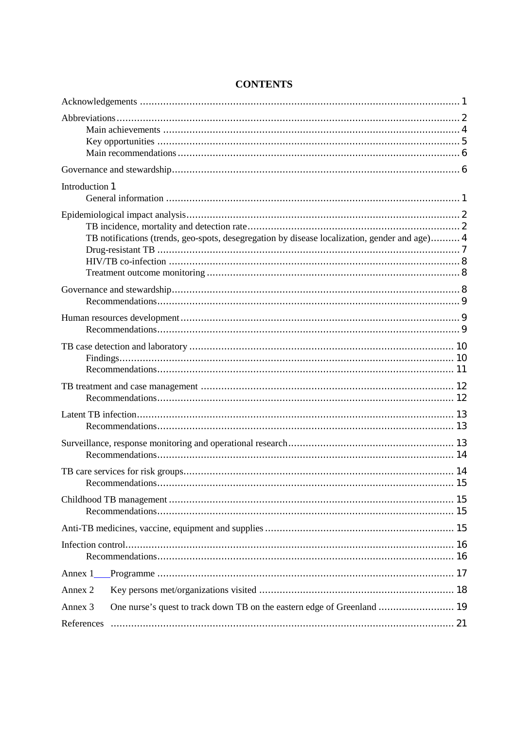# CONTENTS

Acknowledgements ............................................................................................................. 1

Abbreviations ..................................................................................................................... 2
- Main achievements ...................................................................................................... 4
- Key opportunities ........................................................................................................ 5
- Main recommendations ................................................................................................ 6

Governance and stewardship ................................................................................................. 6

Introduction 1
- General information ..................................................................................................... 1

Epidemiological impact analysis .............................................................................................. 2
- TB incidence, mortality and detection rate ........................................................................ 2
- TB notifications (trends, geo-spots, desegregation by disease localization, gender and age) .......... 4
- Drug-resistant TB ......................................................................................................... 7
- HIV/TB co-infection ..................................................................................................... 8
- Treatment outcome monitoring ....................................................................................... 8

Governance and stewardship ................................................................................................. 8
- Recommendations ........................................................................................................ 9

Human resources development ............................................................................................... 9
- Recommendations ........................................................................................................ 9

TB case detection and laboratory .......................................................................................... 10
- Findings ................................................................................................................... 10
- Recommendations ...................................................................................................... 11

TB treatment and case management ...................................................................................... 12
- Recommendations ...................................................................................................... 12

Latent TB infection ............................................................................................................. 13
- Recommendations ...................................................................................................... 13

Surveillance, response monitoring and operational research ........................................................ 13
- Recommendations ...................................................................................................... 14

TB care services for risk groups ............................................................................................ 14
- Recommendations ...................................................................................................... 15

Childhood TB management .................................................................................................. 15
- Recommendations ...................................................................................................... 15

Anti-TB medicines, vaccine, equipment and supplies ................................................................. 15

Infection control ................................................................................................................. 16
- Recommendations ...................................................................................................... 16

Annex 1 Programme ............................................................................................................ 17

Annex 2 Key persons met/organizations visited ........................................................................ 18

Annex 3 One nurse's quest to track down TB on the eastern edge of Greenland .............................. 19

References ......................................................................................................................... 21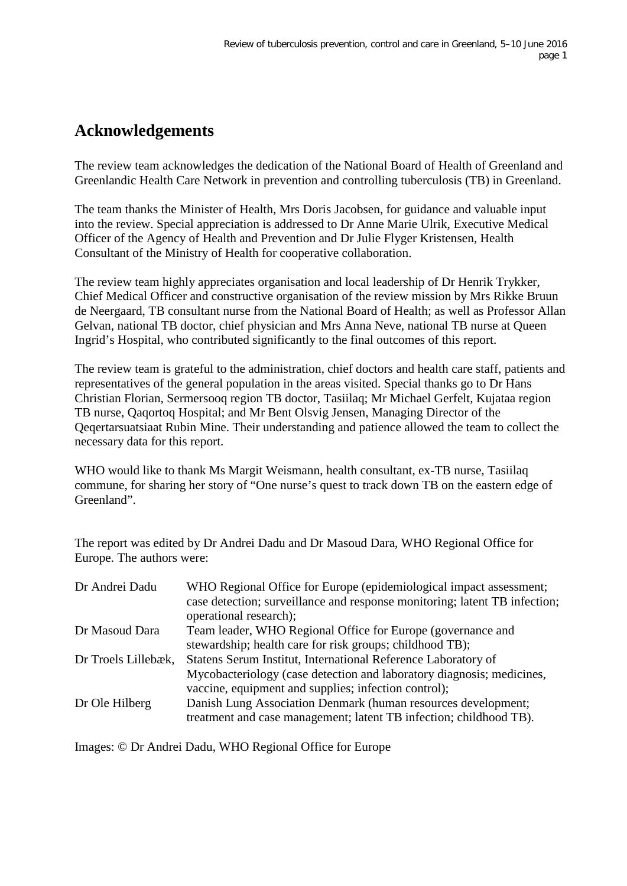## Acknowledgements

The review team acknowledges the dedication of the National Board of Health of Greenland and Greenlandic Health Care Network in prevention and controlling tuberculosis (TB) in Greenland.

The team thanks the Minister of Health, Mrs Doris Jacobsen, for guidance and valuable input into the review. Special appreciation is addressed to Dr Anne Marie Ulrik, Executive Medical Officer of the Agency of Health and Prevention and Dr Julie Flyger Kristensen, Health Consultant of the Ministry of Health for cooperative collaboration.

The review team highly appreciates organisation and local leadership of Dr Henrik Trykker, Chief Medical Officer and constructive organisation of the review mission by Mrs Rikke Bruun de Neergaard, TB consultant nurse from the National Board of Health; as well as Professor Allan Gelvan, national TB doctor, chief physician and Mrs Anna Neve, national TB nurse at Queen Ingrid's Hospital, who contributed significantly to the final outcomes of this report.

The review team is grateful to the administration, chief doctors and health care staff, patients and representatives of the general population in the areas visited. Special thanks go to Dr Hans Christian Florian, Sermersooq region TB doctor, Tasiilaq; Mr Michael Gerfelt, Kujataa region TB nurse, Qaqortoq Hospital; and Mr Bent Olsvig Jensen, Managing Director of the Qeqertarsuatsiaat Rubin Mine. Their understanding and patience allowed the team to collect the necessary data for this report.

WHO would like to thank Ms Margit Weismann, health consultant, ex-TB nurse, Tasiilaq commune, for sharing her story of "One nurse's quest to track down TB on the eastern edge of Greenland".

The report was edited by Dr Andrei Dadu and Dr Masoud Dara, WHO Regional Office for Europe. The authors were:

| | |
|---|---|
| Dr Andrei Dadu | WHO Regional Office for Europe (epidemiological impact assessment; case detection; surveillance and response monitoring; latent TB infection; operational research); |
| Dr Masoud Dara | Team leader, WHO Regional Office for Europe (governance and stewardship; health care for risk groups; childhood TB); |
| Dr Troels Lillebæk, | Statens Serum Institut, International Reference Laboratory of Mycobacteriology (case detection and laboratory diagnosis; medicines, vaccine, equipment and supplies; infection control); |
| Dr Ole Hilberg | Danish Lung Association Denmark (human resources development; treatment and case management; latent TB infection; childhood TB). |

Images: © Dr Andrei Dadu, WHO Regional Office for Europe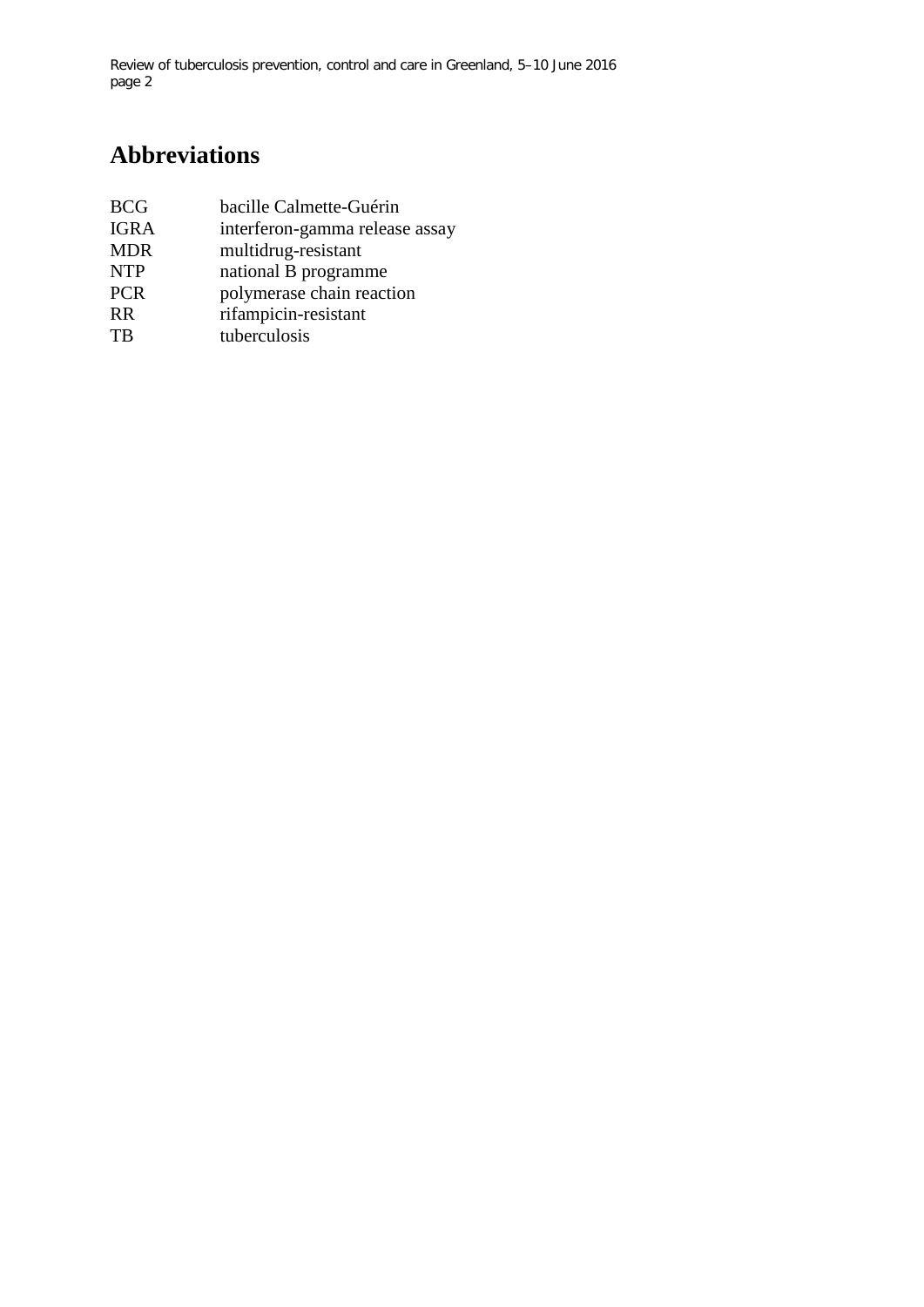# Abbreviations

| | |
|---|---|
| BCG | bacille Calmette-Guérin |
| IGRA | interferon-gamma release assay |
| MDR | multidrug-resistant |
| NTP | national B programme |
| PCR | polymerase chain reaction |
| RR | rifampicin-resistant |
| TB | tuberculosis |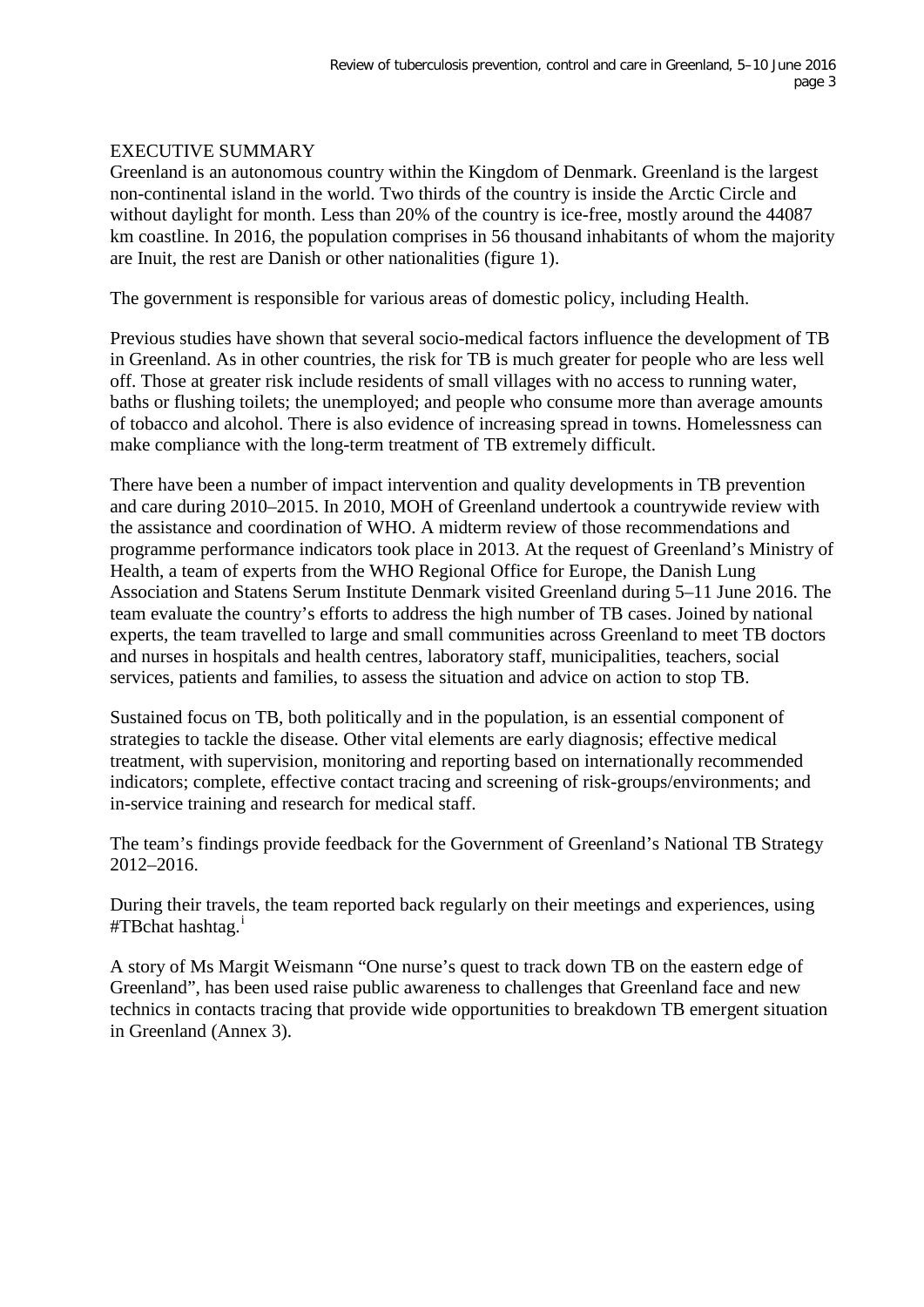# EXECUTIVE SUMMARY

Greenland is an autonomous country within the Kingdom of Denmark. Greenland is the largest non-continental island in the world. Two thirds of the country is inside the Arctic Circle and without daylight for month. Less than 20% of the country is ice-free, mostly around the 44087 km coastline. In 2016, the population comprises in 56 thousand inhabitants of whom the majority are Inuit, the rest are Danish or other nationalities (figure 1).

The government is responsible for various areas of domestic policy, including Health.

Previous studies have shown that several socio-medical factors influence the development of TB in Greenland. As in other countries, the risk for TB is much greater for people who are less well off. Those at greater risk include residents of small villages with no access to running water, baths or flushing toilets; the unemployed; and people who consume more than average amounts of tobacco and alcohol. There is also evidence of increasing spread in towns. Homelessness can make compliance with the long-term treatment of TB extremely difficult.

There have been a number of impact intervention and quality developments in TB prevention and care during 2010–2015. In 2010, MOH of Greenland undertook a countrywide review with the assistance and coordination of WHO. A midterm review of those recommendations and programme performance indicators took place in 2013. At the request of Greenland's Ministry of Health, a team of experts from the WHO Regional Office for Europe, the Danish Lung Association and Statens Serum Institute Denmark visited Greenland during 5–11 June 2016. The team evaluate the country's efforts to address the high number of TB cases. Joined by national experts, the team travelled to large and small communities across Greenland to meet TB doctors and nurses in hospitals and health centres, laboratory staff, municipalities, teachers, social services, patients and families, to assess the situation and advice on action to stop TB.

Sustained focus on TB, both politically and in the population, is an essential component of strategies to tackle the disease. Other vital elements are early diagnosis; effective medical treatment, with supervision, monitoring and reporting based on internationally recommended indicators; complete, effective contact tracing and screening of risk-groups/environments; and in-service training and research for medical staff.

The team's findings provide feedback for the Government of Greenland's National TB Strategy 2012–2016.

During their travels, the team reported back regularly on their meetings and experiences, using #TBchat hashtag.[i]

A story of Ms Margit Weismann "One nurse's quest to track down TB on the eastern edge of Greenland", has been used raise public awareness to challenges that Greenland face and new technics in contacts tracing that provide wide opportunities to breakdown TB emergent situation in Greenland (Annex 3).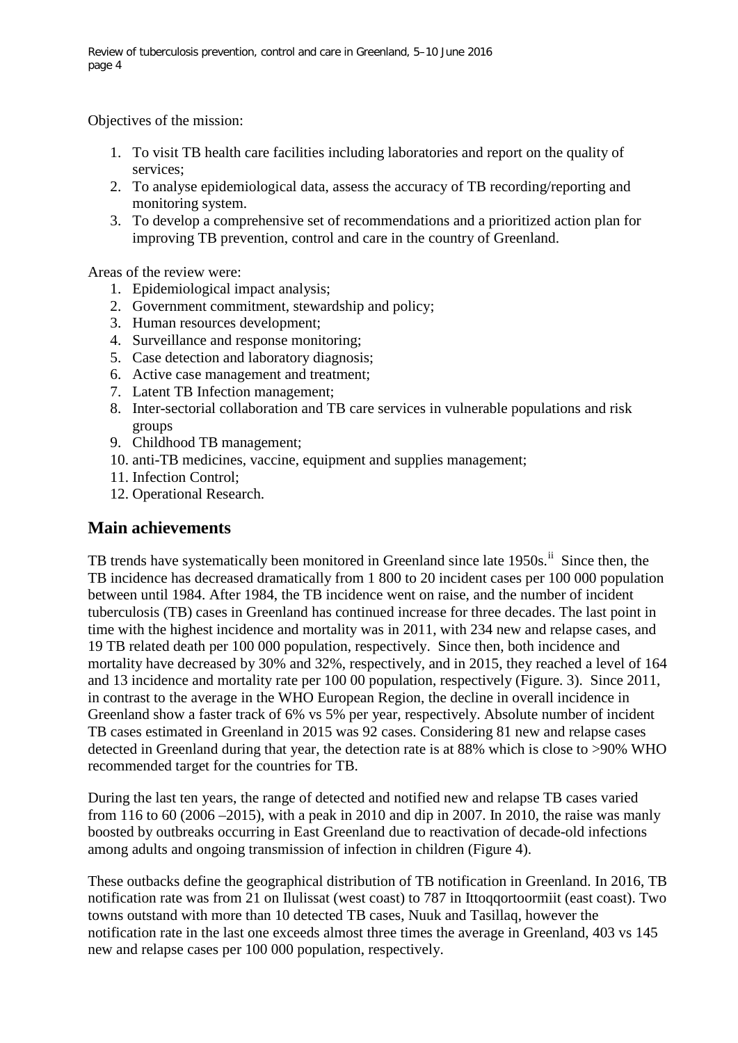Objectives of the mission:

1. To visit TB health care facilities including laboratories and report on the quality of services;
2. To analyse epidemiological data, assess the accuracy of TB recording/reporting and monitoring system.
3. To develop a comprehensive set of recommendations and a prioritized action plan for improving TB prevention, control and care in the country of Greenland.

Areas of the review were:

1. Epidemiological impact analysis;
2. Government commitment, stewardship and policy;
3. Human resources development;
4. Surveillance and response monitoring;
5. Case detection and laboratory diagnosis;
6. Active case management and treatment;
7. Latent TB Infection management;
8. Inter-sectorial collaboration and TB care services in vulnerable populations and risk groups
9. Childhood TB management;
10. anti-TB medicines, vaccine, equipment and supplies management;
11. Infection Control;
12. Operational Research.

## Main achievements

TB trends have systematically been monitored in Greenland since late 1950s.[ii] Since then, the TB incidence has decreased dramatically from 1 800 to 20 incident cases per 100 000 population between until 1984. After 1984, the TB incidence went on raise, and the number of incident tuberculosis (TB) cases in Greenland has continued increase for three decades. The last point in time with the highest incidence and mortality was in 2011, with 234 new and relapse cases, and 19 TB related death per 100 000 population, respectively. Since then, both incidence and mortality have decreased by 30% and 32%, respectively, and in 2015, they reached a level of 164 and 13 incidence and mortality rate per 100 00 population, respectively (Figure. 3). Since 2011, in contrast to the average in the WHO European Region, the decline in overall incidence in Greenland show a faster track of 6% vs 5% per year, respectively. Absolute number of incident TB cases estimated in Greenland in 2015 was 92 cases. Considering 81 new and relapse cases detected in Greenland during that year, the detection rate is at 88% which is close to >90% WHO recommended target for the countries for TB.

During the last ten years, the range of detected and notified new and relapse TB cases varied from 116 to 60 (2006 –2015), with a peak in 2010 and dip in 2007. In 2010, the raise was manly boosted by outbreaks occurring in East Greenland due to reactivation of decade-old infections among adults and ongoing transmission of infection in children (Figure 4).

These outbacks define the geographical distribution of TB notification in Greenland. In 2016, TB notification rate was from 21 on Ilulissat (west coast) to 787 in Ittoqqortoormiit (east coast). Two towns outstand with more than 10 detected TB cases, Nuuk and Tasillaq, however the notification rate in the last one exceeds almost three times the average in Greenland, 403 vs 145 new and relapse cases per 100 000 population, respectively.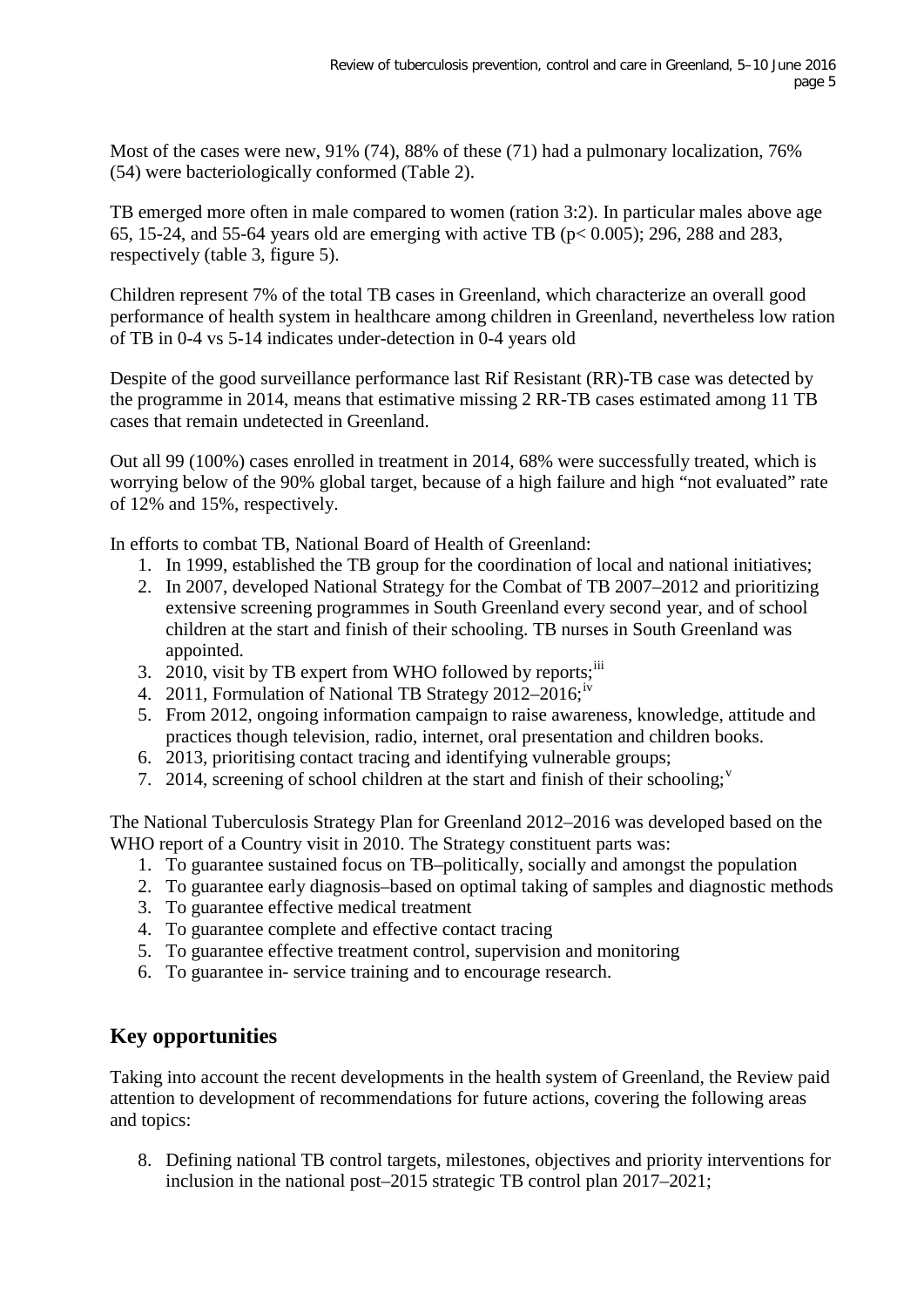Most of the cases were new, 91% (74), 88% of these (71) had a pulmonary localization, 76% (54) were bacteriologically conformed (Table 2).

TB emerged more often in male compared to women (ration 3:2). In particular males above age 65, 15-24, and 55-64 years old are emerging with active TB ($p < 0.005$); 296, 288 and 283, respectively (table 3, figure 5).

Children represent 7% of the total TB cases in Greenland, which characterize an overall good performance of health system in healthcare among children in Greenland, nevertheless low ration of TB in 0-4 vs 5-14 indicates under-detection in 0-4 years old

Despite of the good surveillance performance last Rif Resistant (RR)-TB case was detected by the programme in 2014, means that estimative missing 2 RR-TB cases estimated among 11 TB cases that remain undetected in Greenland.

Out all 99 (100%) cases enrolled in treatment in 2014, 68% were successfully treated, which is worrying below of the 90% global target, because of a high failure and high "not evaluated" rate of 12% and 15%, respectively.

In efforts to combat TB, National Board of Health of Greenland:

1. In 1999, established the TB group for the coordination of local and national initiatives;
2. In 2007, developed National Strategy for the Combat of TB 2007–2012 and prioritizing extensive screening programmes in South Greenland every second year, and of school children at the start and finish of their schooling. TB nurses in South Greenland was appointed.
3. 2010, visit by TB expert from WHO followed by reports;[iii]
4. 2011, Formulation of National TB Strategy 2012–2016;[iv]
5. From 2012, ongoing information campaign to raise awareness, knowledge, attitude and practices though television, radio, internet, oral presentation and children books.
6. 2013, prioritising contact tracing and identifying vulnerable groups;
7. 2014, screening of school children at the start and finish of their schooling;[v]

The National Tuberculosis Strategy Plan for Greenland 2012–2016 was developed based on the WHO report of a Country visit in 2010. The Strategy constituent parts was:

1. To guarantee sustained focus on TB–politically, socially and amongst the population
2. To guarantee early diagnosis–based on optimal taking of samples and diagnostic methods
3. To guarantee effective medical treatment
4. To guarantee complete and effective contact tracing
5. To guarantee effective treatment control, supervision and monitoring
6. To guarantee in- service training and to encourage research.

## Key opportunities

Taking into account the recent developments in the health system of Greenland, the Review paid attention to development of recommendations for future actions, covering the following areas and topics:

8. Defining national TB control targets, milestones, objectives and priority interventions for inclusion in the national post–2015 strategic TB control plan 2017–2021;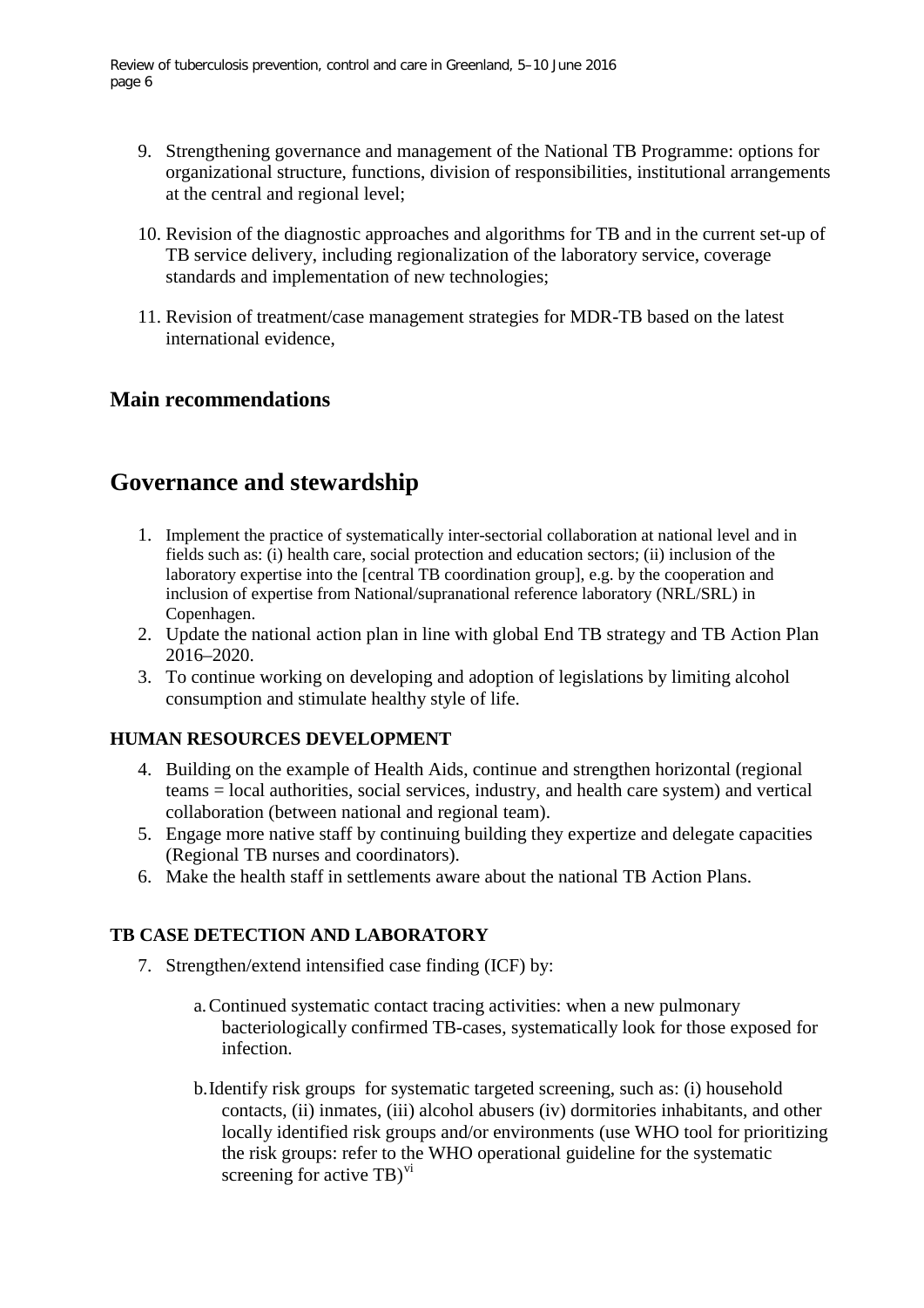9. Strengthening governance and management of the National TB Programme: options for organizational structure, functions, division of responsibilities, institutional arrangements at the central and regional level;

10. Revision of the diagnostic approaches and algorithms for TB and in the current set-up of TB service delivery, including regionalization of the laboratory service, coverage standards and implementation of new technologies;

11. Revision of treatment/case management strategies for MDR-TB based on the latest international evidence,

## Main recommendations

# Governance and stewardship

1. Implement the practice of systematically inter-sectorial collaboration at national level and in fields such as: (i) health care, social protection and education sectors; (ii) inclusion of the laboratory expertise into the [central TB coordination group], e.g. by the cooperation and inclusion of expertise from National/supranational reference laboratory (NRL/SRL) in Copenhagen.
2. Update the national action plan in line with global End TB strategy and TB Action Plan 2016–2020.
3. To continue working on developing and adoption of legislations by limiting alcohol consumption and stimulate healthy style of life.

### HUMAN RESOURCES DEVELOPMENT

4. Building on the example of Health Aids, continue and strengthen horizontal (regional teams = local authorities, social services, industry, and health care system) and vertical collaboration (between national and regional team).
5. Engage more native staff by continuing building they expertize and delegate capacities (Regional TB nurses and coordinators).
6. Make the health staff in settlements aware about the national TB Action Plans.

### TB CASE DETECTION AND LABORATORY

7. Strengthen/extend intensified case finding (ICF) by:

   a. Continued systematic contact tracing activities: when a new pulmonary bacteriologically confirmed TB-cases, systematically look for those exposed for infection.

   b. Identify risk groups for systematic targeted screening, such as: (i) household contacts, (ii) inmates, (iii) alcohol abusers (iv) dormitories inhabitants, and other locally identified risk groups and/or environments (use WHO tool for prioritizing the risk groups: refer to the WHO operational guideline for the systematic screening for active TB)[vi]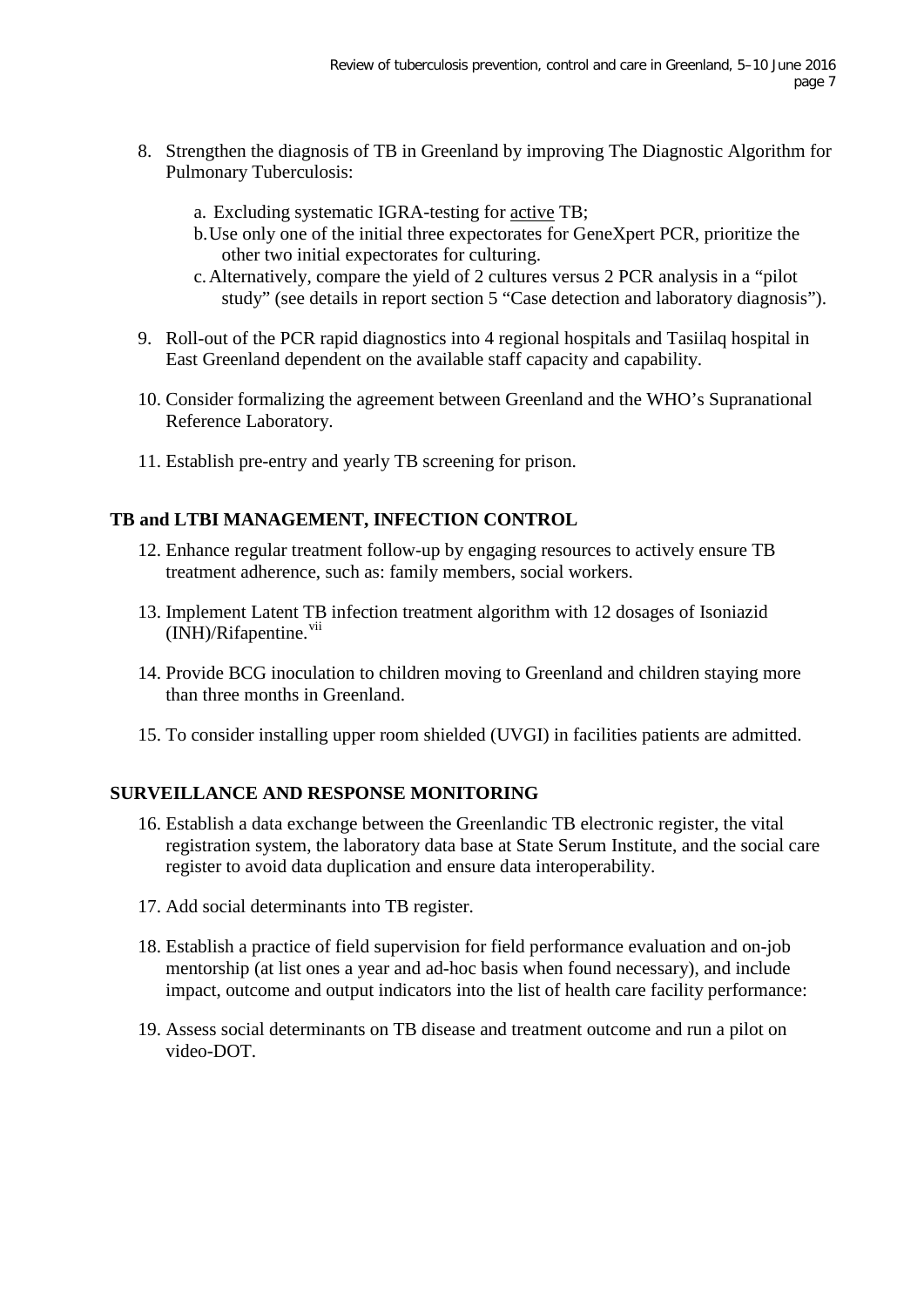8. Strengthen the diagnosis of TB in Greenland by improving The Diagnostic Algorithm for Pulmonary Tuberculosis:

    a. Excluding systematic IGRA-testing for <u>active</u> TB;
    b. Use only one of the initial three expectorates for GeneXpert PCR, prioritize the other two initial expectorates for culturing.
    c. Alternatively, compare the yield of 2 cultures versus 2 PCR analysis in a "pilot study" (see details in report section 5 "Case detection and laboratory diagnosis").

9. Roll-out of the PCR rapid diagnostics into 4 regional hospitals and Tasiilaq hospital in East Greenland dependent on the available staff capacity and capability.

10. Consider formalizing the agreement between Greenland and the WHO's Supranational Reference Laboratory.

11. Establish pre-entry and yearly TB screening for prison.

**TB and LTBI MANAGEMENT, INFECTION CONTROL**

12. Enhance regular treatment follow-up by engaging resources to actively ensure TB treatment adherence, such as: family members, social workers.

13. Implement Latent TB infection treatment algorithm with 12 dosages of Isoniazid (INH)/Rifapentine.[vii]

14. Provide BCG inoculation to children moving to Greenland and children staying more than three months in Greenland.

15. To consider installing upper room shielded (UVGI) in facilities patients are admitted.

**SURVEILLANCE AND RESPONSE MONITORING**

16. Establish a data exchange between the Greenlandic TB electronic register, the vital registration system, the laboratory data base at State Serum Institute, and the social care register to avoid data duplication and ensure data interoperability.

17. Add social determinants into TB register.

18. Establish a practice of field supervision for field performance evaluation and on-job mentorship (at list ones a year and ad-hoc basis when found necessary), and include impact, outcome and output indicators into the list of health care facility performance:

19. Assess social determinants on TB disease and treatment outcome and run a pilot on video-DOT.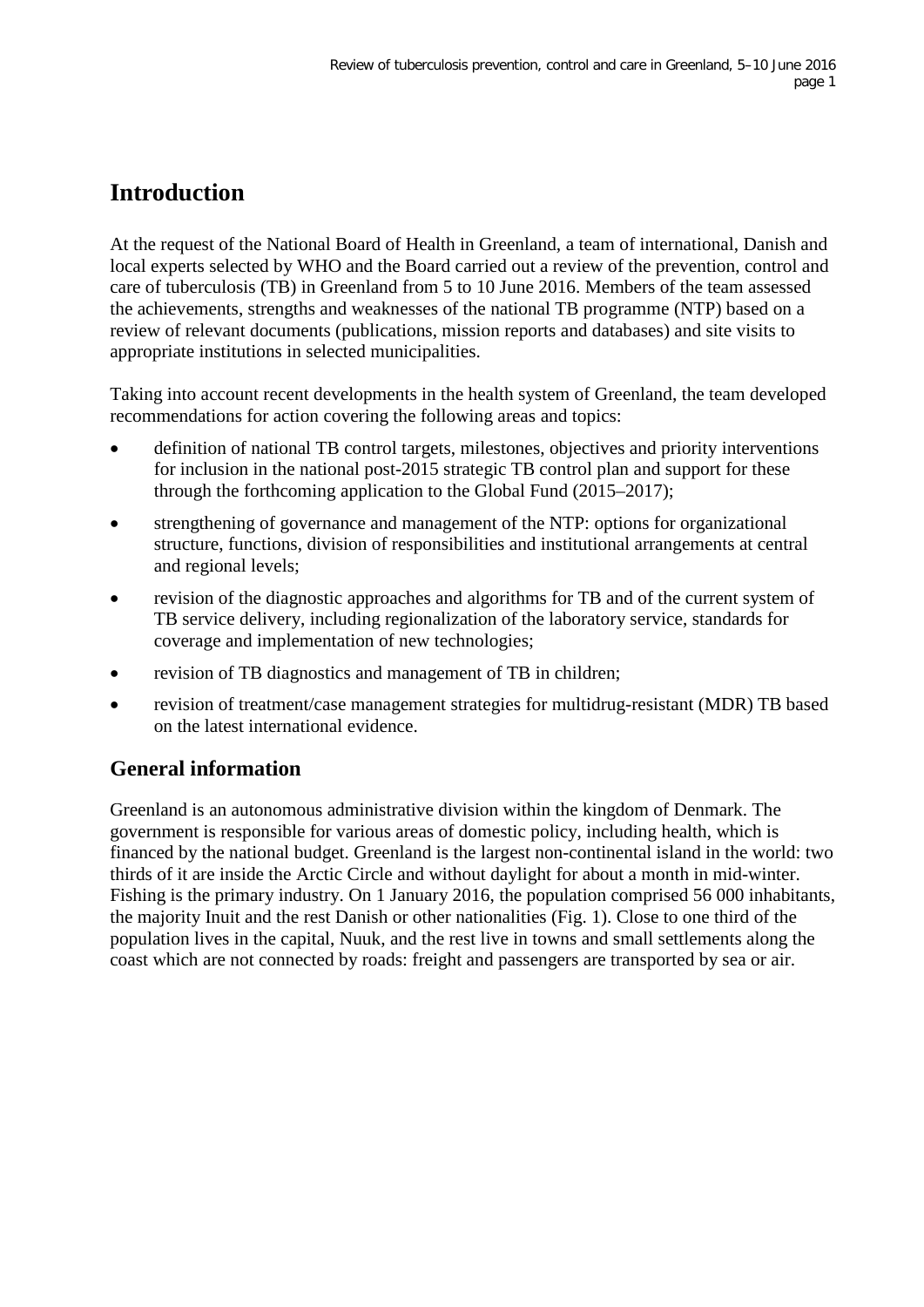# Introduction

At the request of the National Board of Health in Greenland, a team of international, Danish and local experts selected by WHO and the Board carried out a review of the prevention, control and care of tuberculosis (TB) in Greenland from 5 to 10 June 2016. Members of the team assessed the achievements, strengths and weaknesses of the national TB programme (NTP) based on a review of relevant documents (publications, mission reports and databases) and site visits to appropriate institutions in selected municipalities.

Taking into account recent developments in the health system of Greenland, the team developed recommendations for action covering the following areas and topics:

- definition of national TB control targets, milestones, objectives and priority interventions for inclusion in the national post-2015 strategic TB control plan and support for these through the forthcoming application to the Global Fund (2015–2017);
- strengthening of governance and management of the NTP: options for organizational structure, functions, division of responsibilities and institutional arrangements at central and regional levels;
- revision of the diagnostic approaches and algorithms for TB and of the current system of TB service delivery, including regionalization of the laboratory service, standards for coverage and implementation of new technologies;
- revision of TB diagnostics and management of TB in children;
- revision of treatment/case management strategies for multidrug-resistant (MDR) TB based on the latest international evidence.

## General information

Greenland is an autonomous administrative division within the kingdom of Denmark. The government is responsible for various areas of domestic policy, including health, which is financed by the national budget. Greenland is the largest non-continental island in the world: two thirds of it are inside the Arctic Circle and without daylight for about a month in mid-winter. Fishing is the primary industry. On 1 January 2016, the population comprised 56 000 inhabitants, the majority Inuit and the rest Danish or other nationalities (Fig. 1). Close to one third of the population lives in the capital, Nuuk, and the rest live in towns and small settlements along the coast which are not connected by roads: freight and passengers are transported by sea or air.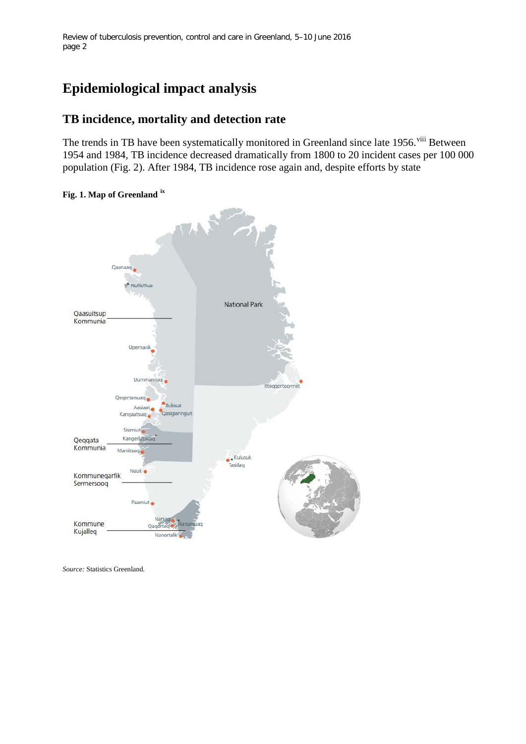# Epidemiological impact analysis

## TB incidence, mortality and detection rate

The trends in TB have been systematically monitored in Greenland since late 1956.[viii] Between 1954 and 1984, TB incidence decreased dramatically from 1800 to 20 incident cases per 100 000 population (Fig. 2). After 1984, TB incidence rose again and, despite efforts by state

**Fig. 1. Map of Greenland** [ix]

*Source:* Statistics Greenland.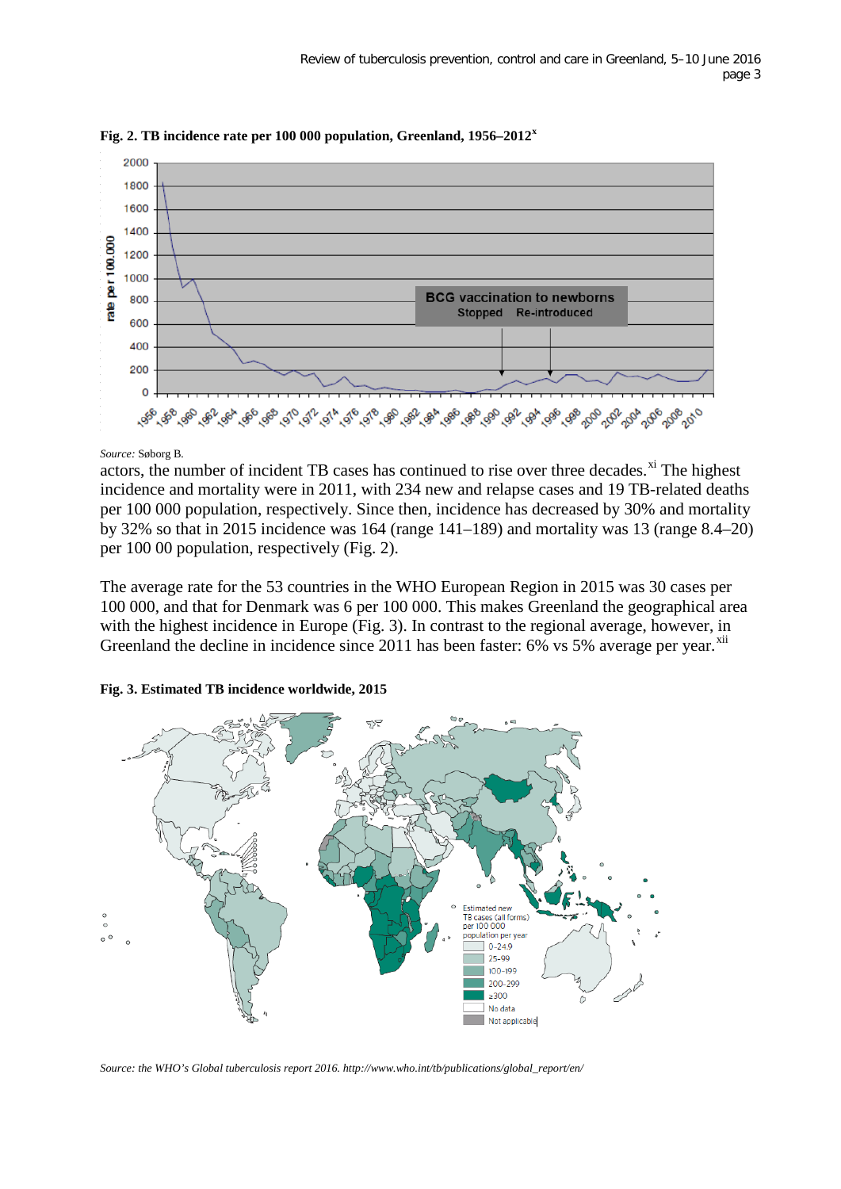**Fig. 2. TB incidence rate per 100 000 population, Greenland, 1956–2012[x]**

*Source:* Søborg B.

actors, the number of incident TB cases has continued to rise over three decades.[xi] The highest incidence and mortality were in 2011, with 234 new and relapse cases and 19 TB-related deaths per 100 000 population, respectively. Since then, incidence has decreased by 30% and mortality by 32% so that in 2015 incidence was 164 (range 141–189) and mortality was 13 (range 8.4–20) per 100 00 population, respectively (Fig. 2).

The average rate for the 53 countries in the WHO European Region in 2015 was 30 cases per 100 000, and that for Denmark was 6 per 100 000. This makes Greenland the geographical area with the highest incidence in Europe (Fig. 3). In contrast to the regional average, however, in Greenland the decline in incidence since 2011 has been faster: 6% vs 5% average per year.[xii]

**Fig. 3. Estimated TB incidence worldwide, 2015**

*Source: the WHO's Global tuberculosis report 2016. http://www.who.int/tb/publications/global_report/en/*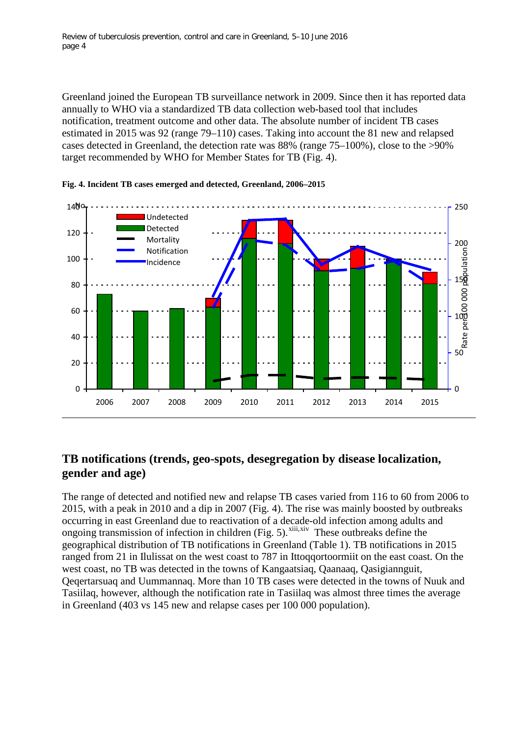Greenland joined the European TB surveillance network in 2009. Since then it has reported data annually to WHO via a standardized TB data collection web-based tool that includes notification, treatment outcome and other data. The absolute number of incident TB cases estimated in 2015 was 92 (range 79–110) cases. Taking into account the 81 new and relapsed cases detected in Greenland, the detection rate was 88% (range 75–100%), close to the >90% target recommended by WHO for Member States for TB (Fig. 4).

**Fig. 4. Incident TB cases emerged and detected, Greenland, 2006–2015**

## TB notifications (trends, geo-spots, desegregation by disease localization, gender and age)

The range of detected and notified new and relapse TB cases varied from 116 to 60 from 2006 to 2015, with a peak in 2010 and a dip in 2007 (Fig. 4). The rise was mainly boosted by outbreaks occurring in east Greenland due to reactivation of a decade-old infection among adults and ongoing transmission of infection in children (Fig. 5).[xiii,xiv] These outbreaks define the geographical distribution of TB notifications in Greenland (Table 1). TB notifications in 2015 ranged from 21 in Ilulissat on the west coast to 787 in Ittoqqortoormiit on the east coast. On the west coast, no TB was detected in the towns of Kangaatsiaq, Qaanaaq, Qasigiannguit, Qeqertarsuaq and Uummannaq. More than 10 TB cases were detected in the towns of Nuuk and Tasiilaq, however, although the notification rate in Tasiilaq was almost three times the average in Greenland (403 vs 145 new and relapse cases per 100 000 population).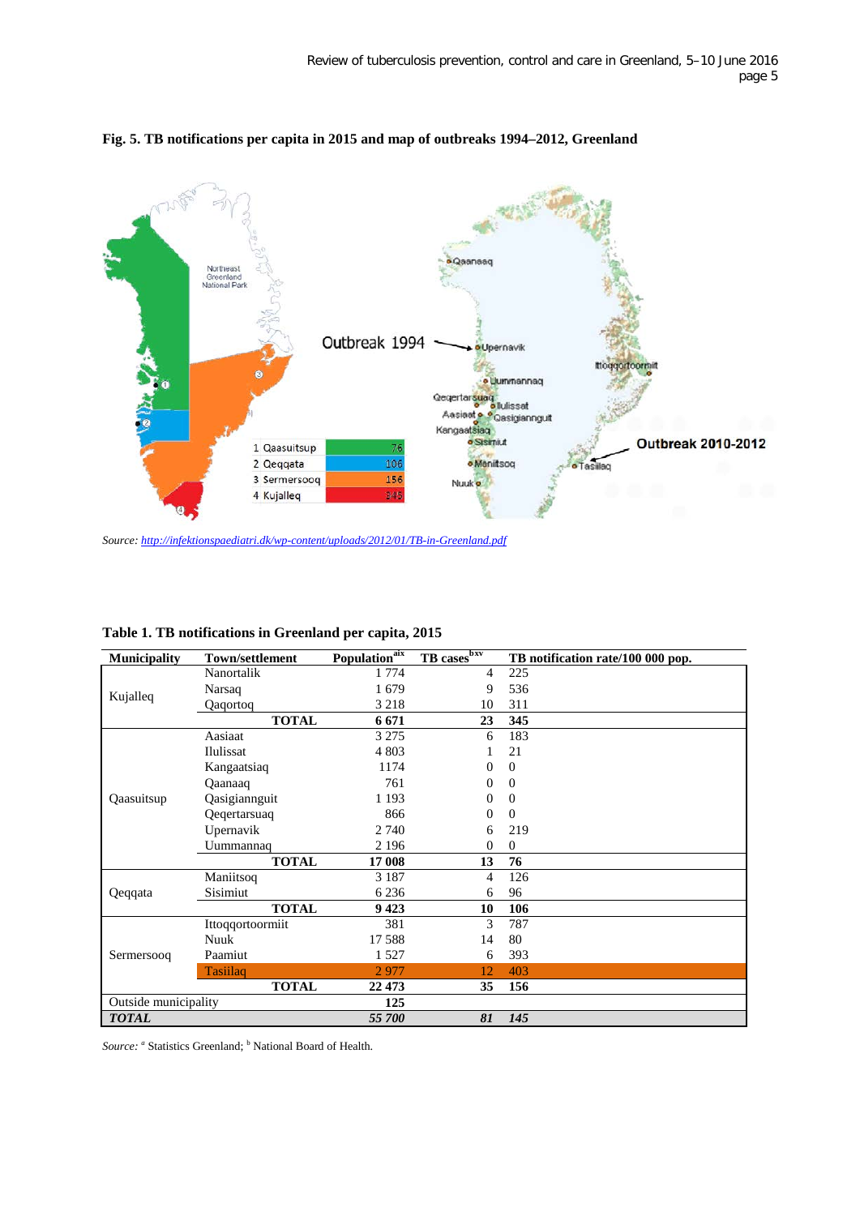**Fig. 5. TB notifications per capita in 2015 and map of outbreaks 1994–2012, Greenland**

*Source:* http://infektionspaediatri.dk/wp-content/uploads/2012/01/TB-in-Greenland.pdf

**Table 1. TB notifications in Greenland per capita, 2015**

| Municipality | Town/settlement | Population[a] | TB cases[b] | TB notification rate/100 000 pop. |
|---|---|---|---|---|
| Kujalleq | Nanortalik | 1 774 | 4 | 225 |
| | Narsaq | 1 679 | 9 | 536 |
| | Qaqortoq | 3 218 | 10 | 311 |
| | **TOTAL** | **6 671** | **23** | **345** |
| Qaasuitsup | Aasiaat | 3 275 | 6 | 183 |
| | Ilulissat | 4 803 | 1 | 21 |
| | Kangaatsiaq | 1174 | 0 | 0 |
| | Qaanaaq | 761 | 0 | 0 |
| | Qasigiannguit | 1 193 | 0 | 0 |
| | Qeqertarsuaq | 866 | 0 | 0 |
| | Upernavik | 2 740 | 6 | 219 |
| | Uummannaq | 2 196 | 0 | 0 |
| | **TOTAL** | **17 008** | **13** | **76** |
| Qeqqata | Maniitsoq | 3 187 | 4 | 126 |
| | Sisimiut | 6 236 | 6 | 96 |
| | **TOTAL** | **9 423** | **10** | **106** |
| Sermersooq | Ittoqqortoormiit | 381 | 3 | 787 |
| | Nuuk | 17 588 | 14 | 80 |
| | Paamiut | 1 527 | 6 | 393 |
| | Tasiilaq | 2 977 | 12 | 403 |
| | **TOTAL** | **22 473** | **35** | **156** |
| Outside municipality | | 125 | | |
| ***TOTAL*** | | ***55 700*** | ***81*** | ***145*** |

*Source:* [a] Statistics Greenland; [b] National Board of Health.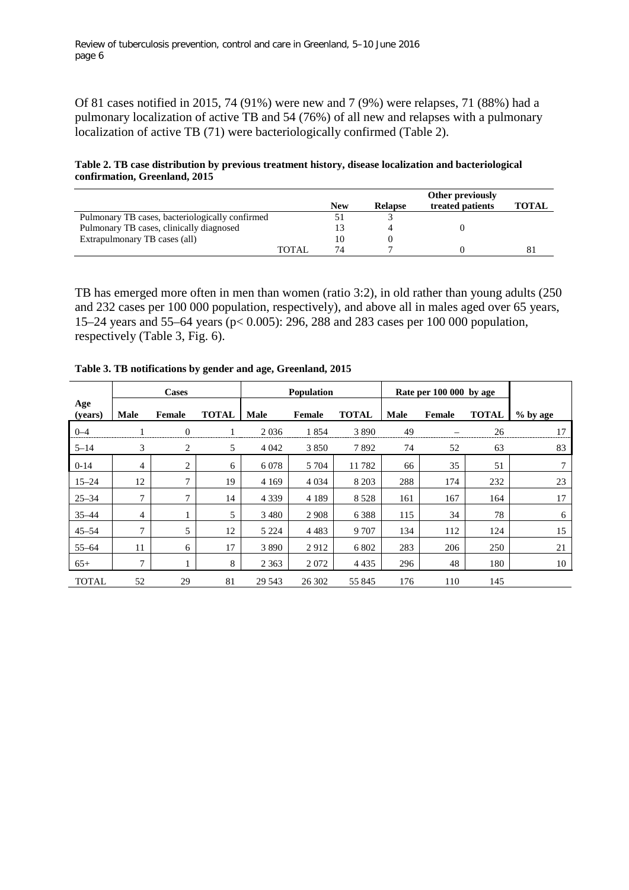Of 81 cases notified in 2015, 74 (91%) were new and 7 (9%) were relapses, 71 (88%) had a pulmonary localization of active TB and 54 (76%) of all new and relapses with a pulmonary localization of active TB (71) were bacteriologically confirmed (Table 2).

**Table 2. TB case distribution by previous treatment history, disease localization and bacteriological confirmation, Greenland, 2015**

| | New | Relapse | Other previously treated patients | TOTAL |
|---|---|---|---|---|
| Pulmonary TB cases, bacteriologically confirmed | 51 | 3 | | |
| Pulmonary TB cases, clinically diagnosed | 13 | 4 | 0 | |
| Extrapulmonary TB cases (all) | 10 | 0 | | |
| TOTAL | 74 | 7 | 0 | 81 |

TB has emerged more often in men than women (ratio 3:2), in old rather than young adults (250 and 232 cases per 100 000 population, respectively), and above all in males aged over 65 years, 15–24 years and 55–64 years ($p < 0.005$): 296, 288 and 283 cases per 100 000 population, respectively (Table 3, Fig. 6).

**Table 3. TB notifications by gender and age, Greenland, 2015**

| Age (years) | Cases | | | Population | | | Rate per 100 000 by age | | | % by age |
|---|---|---|---|---|---|---|---|---|---|---|
| | Male | Female | TOTAL | Male | Female | TOTAL | Male | Female | TOTAL | |
| 0–4 | 1 | 0 | 1 | 2 036 | 1 854 | 3 890 | 49 | – | 26 | 17 |
| 5–14 | 3 | 2 | 5 | 4 042 | 3 850 | 7 892 | 74 | 52 | 63 | 83 |
| 0-14 | 4 | 2 | 6 | 6 078 | 5 704 | 11 782 | 66 | 35 | 51 | 7 |
| 15–24 | 12 | 7 | 19 | 4 169 | 4 034 | 8 203 | 288 | 174 | 232 | 23 |
| 25–34 | 7 | 7 | 14 | 4 339 | 4 189 | 8 528 | 161 | 167 | 164 | 17 |
| 35–44 | 4 | 1 | 5 | 3 480 | 2 908 | 6 388 | 115 | 34 | 78 | 6 |
| 45–54 | 7 | 5 | 12 | 5 224 | 4 483 | 9 707 | 134 | 112 | 124 | 15 |
| 55–64 | 11 | 6 | 17 | 3 890 | 2 912 | 6 802 | 283 | 206 | 250 | 21 |
| 65+ | 7 | 1 | 8 | 2 363 | 2 072 | 4 435 | 296 | 48 | 180 | 10 |
| TOTAL | 52 | 29 | 81 | 29 543 | 26 302 | 55 845 | 176 | 110 | 145 | |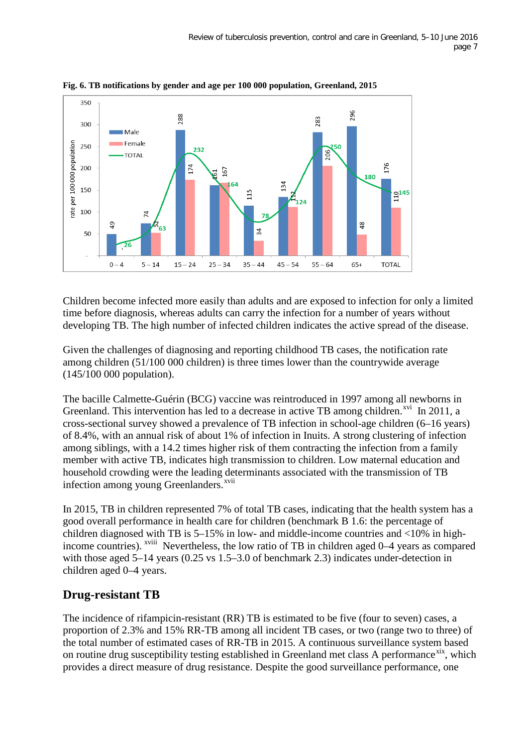**Fig. 6. TB notifications by gender and age per 100 000 population, Greenland, 2015**

| Age group | Male | Female | TOTAL |
|---|---|---|---|
| 0 – 4 | 49 | - | 26 |
| 5 – 14 | 74 | 52 | 63 |
| 15 – 24 | 288 | 174 | 232 |
| 25 – 34 | 161 | 167 | 164 |
| 35 – 44 | 115 | 34 | 78 |
| 45 – 54 | 134 | 112 | 124 |
| 55 – 64 | 283 | 206 | 250 |
| 65+ | 296 | 48 | 180 |
| TOTAL | 176 | 110 | 145 |

Children become infected more easily than adults and are exposed to infection for only a limited time before diagnosis, whereas adults can carry the infection for a number of years without developing TB. The high number of infected children indicates the active spread of the disease.

Given the challenges of diagnosing and reporting childhood TB cases, the notification rate among children (51/100 000 children) is three times lower than the countrywide average (145/100 000 population).

The bacille Calmette-Guérin (BCG) vaccine was reintroduced in 1997 among all newborns in Greenland. This intervention has led to a decrease in active TB among children.[xvi] In 2011, a cross-sectional survey showed a prevalence of TB infection in school-age children (6–16 years) of 8.4%, with an annual risk of about 1% of infection in Inuits. A strong clustering of infection among siblings, with a 14.2 times higher risk of them contracting the infection from a family member with active TB, indicates high transmission to children. Low maternal education and household crowding were the leading determinants associated with the transmission of TB infection among young Greenlanders.[xvii]

In 2015, TB in children represented 7% of total TB cases, indicating that the health system has a good overall performance in health care for children (benchmark B 1.6: the percentage of children diagnosed with TB is 5–15% in low- and middle-income countries and <10% in high-income countries). [xviii] Nevertheless, the low ratio of TB in children aged 0–4 years as compared with those aged 5–14 years (0.25 vs 1.5–3.0 of benchmark 2.3) indicates under-detection in children aged 0–4 years.

## Drug-resistant TB

The incidence of rifampicin-resistant (RR) TB is estimated to be five (four to seven) cases, a proportion of 2.3% and 15% RR-TB among all incident TB cases, or two (range two to three) of the total number of estimated cases of RR-TB in 2015. A continuous surveillance system based on routine drug susceptibility testing established in Greenland met class A performance[xix], which provides a direct measure of drug resistance. Despite the good surveillance performance, one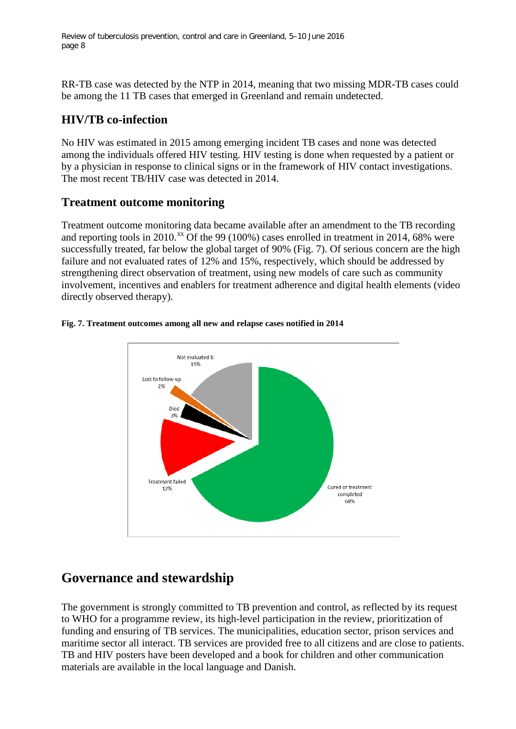RR-TB case was detected by the NTP in 2014, meaning that two missing MDR-TB cases could be among the 11 TB cases that emerged in Greenland and remain undetected.

## HIV/TB co-infection

No HIV was estimated in 2015 among emerging incident TB cases and none was detected among the individuals offered HIV testing. HIV testing is done when requested by a patient or by a physician in response to clinical signs or in the framework of HIV contact investigations. The most recent TB/HIV case was detected in 2014.

## Treatment outcome monitoring

Treatment outcome monitoring data became available after an amendment to the TB recording and reporting tools in 2010.[xx] Of the 99 (100%) cases enrolled in treatment in 2014, 68% were successfully treated, far below the global target of 90% (Fig. 7). Of serious concern are the high failure and not evaluated rates of 12% and 15%, respectively, which should be addressed by strengthening direct observation of treatment, using new models of care such as community involvement, incentives and enablers for treatment adherence and digital health elements (video directly observed therapy).

**Fig. 7. Treatment outcomes among all new and relapse cases notified in 2014**

Not evaluated b 15%

Lost to follow-up 2%

Died 3%

Treatment failed 12%

Cured or treatment completed 68%

# Governance and stewardship

The government is strongly committed to TB prevention and control, as reflected by its request to WHO for a programme review, its high-level participation in the review, prioritization of funding and ensuring of TB services. The municipalities, education sector, prison services and maritime sector all interact. TB services are provided free to all citizens and are close to patients. TB and HIV posters have been developed and a book for children and other communication materials are available in the local language and Danish.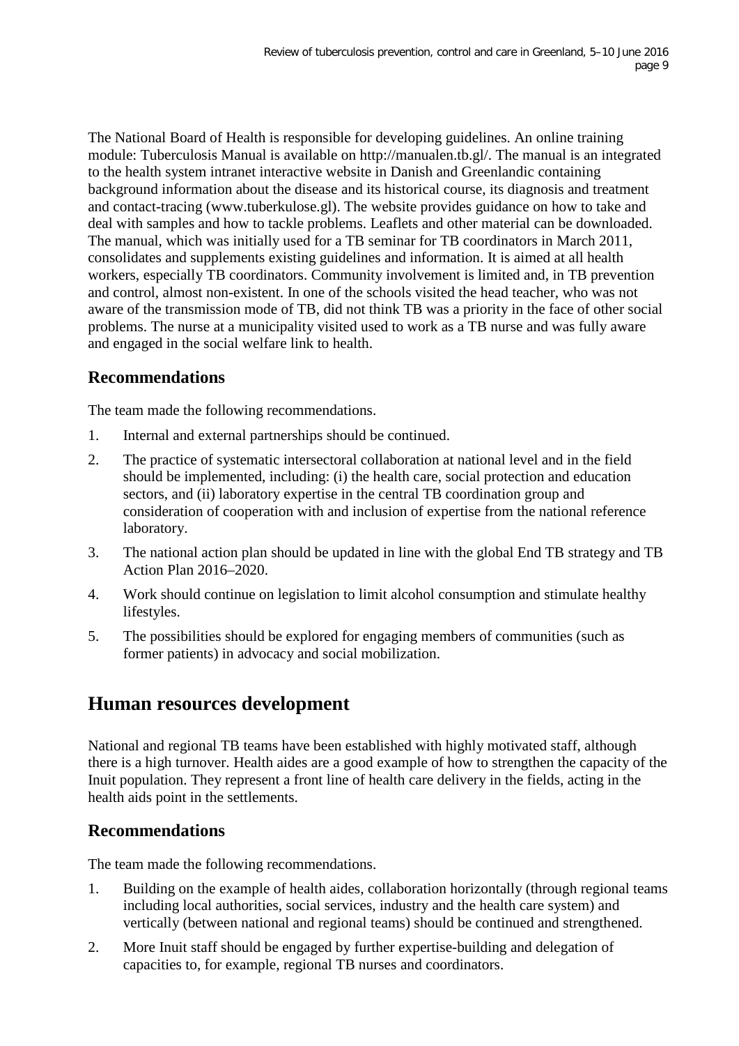The National Board of Health is responsible for developing guidelines. An online training module: Tuberculosis Manual is available on http://manualen.tb.gl/. The manual is an integrated to the health system intranet interactive website in Danish and Greenlandic containing background information about the disease and its historical course, its diagnosis and treatment and contact-tracing (www.tuberkulose.gl). The website provides guidance on how to take and deal with samples and how to tackle problems. Leaflets and other material can be downloaded. The manual, which was initially used for a TB seminar for TB coordinators in March 2011, consolidates and supplements existing guidelines and information. It is aimed at all health workers, especially TB coordinators. Community involvement is limited and, in TB prevention and control, almost non-existent. In one of the schools visited the head teacher, who was not aware of the transmission mode of TB, did not think TB was a priority in the face of other social problems. The nurse at a municipality visited used to work as a TB nurse and was fully aware and engaged in the social welfare link to health.

## Recommendations

The team made the following recommendations.

1. Internal and external partnerships should be continued.
2. The practice of systematic intersectoral collaboration at national level and in the field should be implemented, including: (i) the health care, social protection and education sectors, and (ii) laboratory expertise in the central TB coordination group and consideration of cooperation with and inclusion of expertise from the national reference laboratory.
3. The national action plan should be updated in line with the global End TB strategy and TB Action Plan 2016–2020.
4. Work should continue on legislation to limit alcohol consumption and stimulate healthy lifestyles.
5. The possibilities should be explored for engaging members of communities (such as former patients) in advocacy and social mobilization.

# Human resources development

National and regional TB teams have been established with highly motivated staff, although there is a high turnover. Health aides are a good example of how to strengthen the capacity of the Inuit population. They represent a front line of health care delivery in the fields, acting in the health aids point in the settlements.

## Recommendations

The team made the following recommendations.

1. Building on the example of health aides, collaboration horizontally (through regional teams including local authorities, social services, industry and the health care system) and vertically (between national and regional teams) should be continued and strengthened.
2. More Inuit staff should be engaged by further expertise-building and delegation of capacities to, for example, regional TB nurses and coordinators.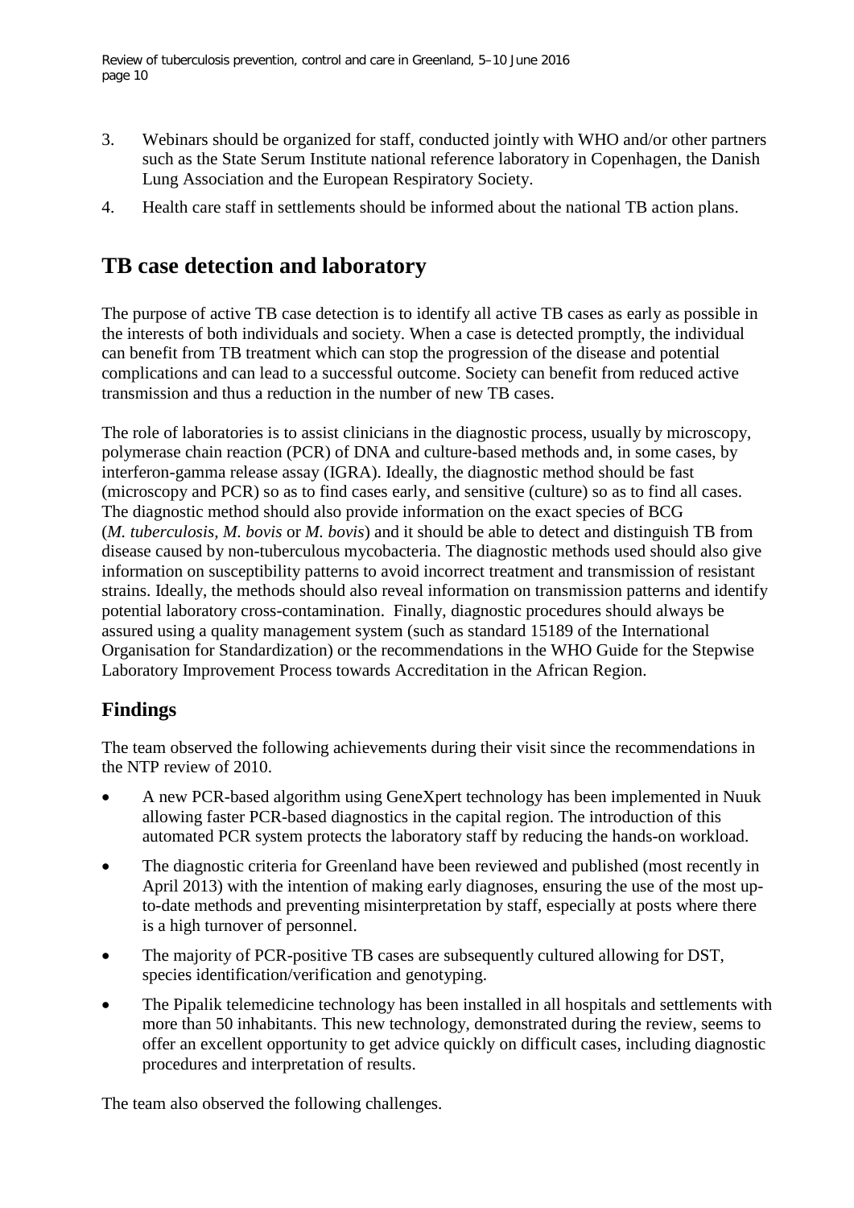3. Webinars should be organized for staff, conducted jointly with WHO and/or other partners such as the State Serum Institute national reference laboratory in Copenhagen, the Danish Lung Association and the European Respiratory Society.
4. Health care staff in settlements should be informed about the national TB action plans.

# TB case detection and laboratory

The purpose of active TB case detection is to identify all active TB cases as early as possible in the interests of both individuals and society. When a case is detected promptly, the individual can benefit from TB treatment which can stop the progression of the disease and potential complications and can lead to a successful outcome. Society can benefit from reduced active transmission and thus a reduction in the number of new TB cases.

The role of laboratories is to assist clinicians in the diagnostic process, usually by microscopy, polymerase chain reaction (PCR) of DNA and culture-based methods and, in some cases, by interferon-gamma release assay (IGRA). Ideally, the diagnostic method should be fast (microscopy and PCR) so as to find cases early, and sensitive (culture) so as to find all cases. The diagnostic method should also provide information on the exact species of BCG (*M. tuberculosis*, *M. bovis* or *M. bovis*) and it should be able to detect and distinguish TB from disease caused by non-tuberculous mycobacteria. The diagnostic methods used should also give information on susceptibility patterns to avoid incorrect treatment and transmission of resistant strains. Ideally, the methods should also reveal information on transmission patterns and identify potential laboratory cross-contamination. Finally, diagnostic procedures should always be assured using a quality management system (such as standard 15189 of the International Organisation for Standardization) or the recommendations in the WHO Guide for the Stepwise Laboratory Improvement Process towards Accreditation in the African Region.

## Findings

The team observed the following achievements during their visit since the recommendations in the NTP review of 2010.

- A new PCR-based algorithm using GeneXpert technology has been implemented in Nuuk allowing faster PCR-based diagnostics in the capital region. The introduction of this automated PCR system protects the laboratory staff by reducing the hands-on workload.
- The diagnostic criteria for Greenland have been reviewed and published (most recently in April 2013) with the intention of making early diagnoses, ensuring the use of the most up-to-date methods and preventing misinterpretation by staff, especially at posts where there is a high turnover of personnel.
- The majority of PCR-positive TB cases are subsequently cultured allowing for DST, species identification/verification and genotyping.
- The Pipalik telemedicine technology has been installed in all hospitals and settlements with more than 50 inhabitants. This new technology, demonstrated during the review, seems to offer an excellent opportunity to get advice quickly on difficult cases, including diagnostic procedures and interpretation of results.

The team also observed the following challenges.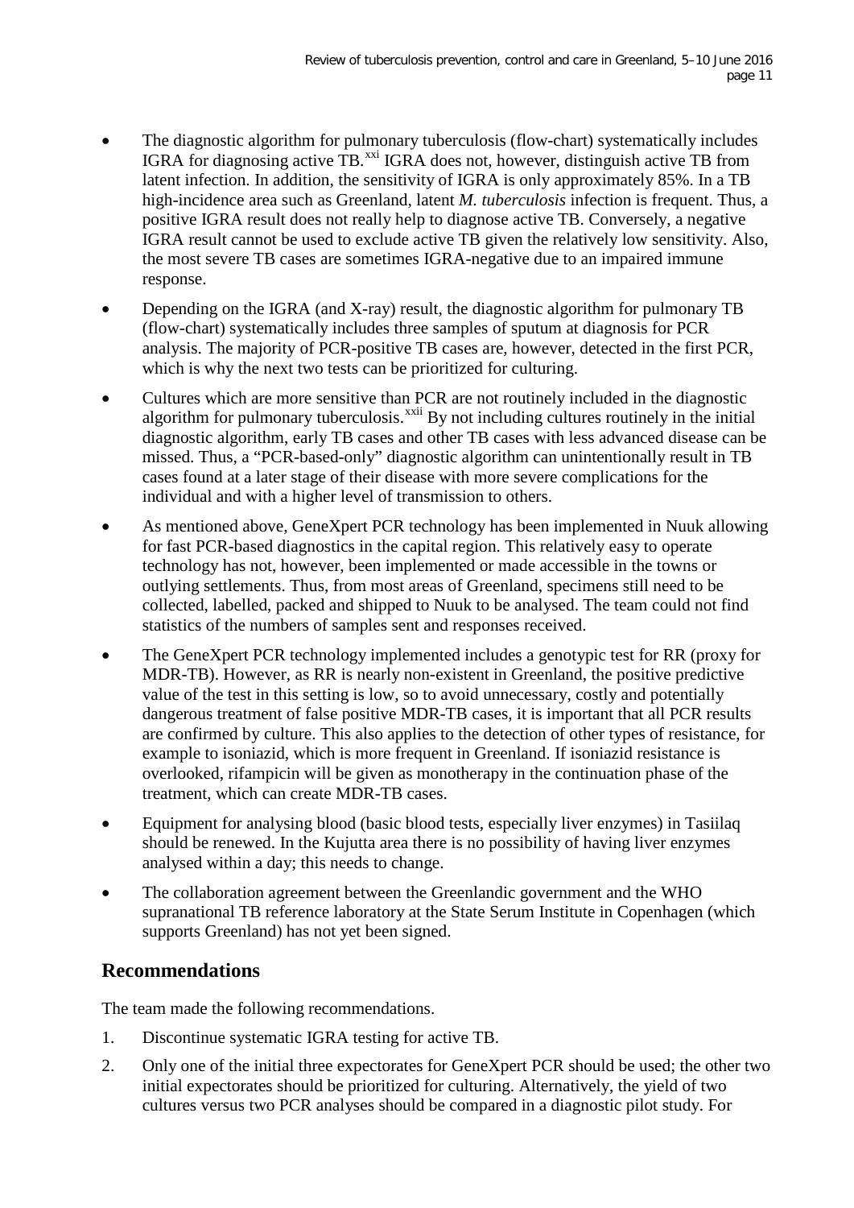- The diagnostic algorithm for pulmonary tuberculosis (flow-chart) systematically includes IGRA for diagnosing active TB.[xxi] IGRA does not, however, distinguish active TB from latent infection. In addition, the sensitivity of IGRA is only approximately 85%. In a TB high-incidence area such as Greenland, latent *M. tuberculosis* infection is frequent. Thus, a positive IGRA result does not really help to diagnose active TB. Conversely, a negative IGRA result cannot be used to exclude active TB given the relatively low sensitivity. Also, the most severe TB cases are sometimes IGRA-negative due to an impaired immune response.
- Depending on the IGRA (and X-ray) result, the diagnostic algorithm for pulmonary TB (flow-chart) systematically includes three samples of sputum at diagnosis for PCR analysis. The majority of PCR-positive TB cases are, however, detected in the first PCR, which is why the next two tests can be prioritized for culturing.
- Cultures which are more sensitive than PCR are not routinely included in the diagnostic algorithm for pulmonary tuberculosis.[xxii] By not including cultures routinely in the initial diagnostic algorithm, early TB cases and other TB cases with less advanced disease can be missed. Thus, a "PCR-based-only" diagnostic algorithm can unintentionally result in TB cases found at a later stage of their disease with more severe complications for the individual and with a higher level of transmission to others.
- As mentioned above, GeneXpert PCR technology has been implemented in Nuuk allowing for fast PCR-based diagnostics in the capital region. This relatively easy to operate technology has not, however, been implemented or made accessible in the towns or outlying settlements. Thus, from most areas of Greenland, specimens still need to be collected, labelled, packed and shipped to Nuuk to be analysed. The team could not find statistics of the numbers of samples sent and responses received.
- The GeneXpert PCR technology implemented includes a genotypic test for RR (proxy for MDR-TB). However, as RR is nearly non-existent in Greenland, the positive predictive value of the test in this setting is low, so to avoid unnecessary, costly and potentially dangerous treatment of false positive MDR-TB cases, it is important that all PCR results are confirmed by culture. This also applies to the detection of other types of resistance, for example to isoniazid, which is more frequent in Greenland. If isoniazid resistance is overlooked, rifampicin will be given as monotherapy in the continuation phase of the treatment, which can create MDR-TB cases.
- Equipment for analysing blood (basic blood tests, especially liver enzymes) in Tasiilaq should be renewed. In the Kujutta area there is no possibility of having liver enzymes analysed within a day; this needs to change.
- The collaboration agreement between the Greenlandic government and the WHO supranational TB reference laboratory at the State Serum Institute in Copenhagen (which supports Greenland) has not yet been signed.

## Recommendations

The team made the following recommendations.

1. Discontinue systematic IGRA testing for active TB.
2. Only one of the initial three expectorates for GeneXpert PCR should be used; the other two initial expectorates should be prioritized for culturing. Alternatively, the yield of two cultures versus two PCR analyses should be compared in a diagnostic pilot study. For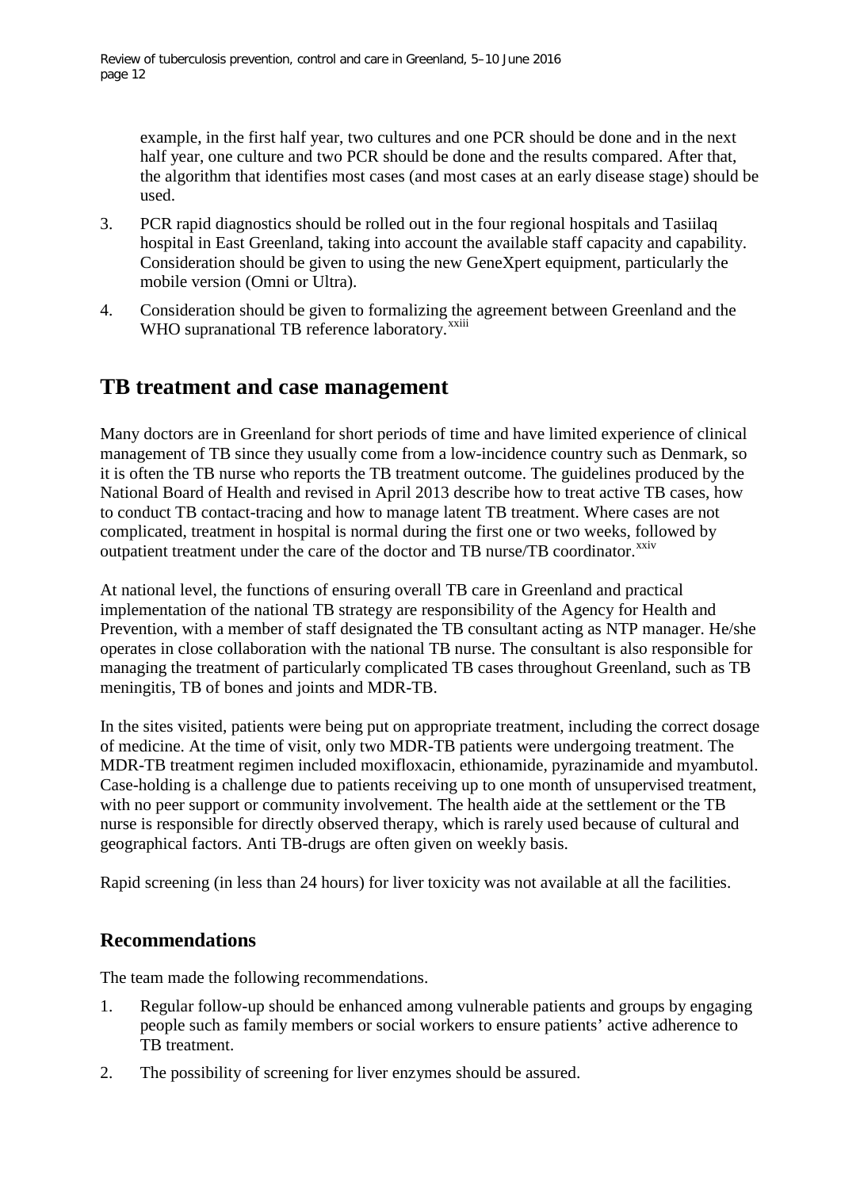example, in the first half year, two cultures and one PCR should be done and in the next half year, one culture and two PCR should be done and the results compared. After that, the algorithm that identifies most cases (and most cases at an early disease stage) should be used.

3. PCR rapid diagnostics should be rolled out in the four regional hospitals and Tasiilaq hospital in East Greenland, taking into account the available staff capacity and capability. Consideration should be given to using the new GeneXpert equipment, particularly the mobile version (Omni or Ultra).
4. Consideration should be given to formalizing the agreement between Greenland and the WHO supranational TB reference laboratory.[xxiii]

## TB treatment and case management

Many doctors are in Greenland for short periods of time and have limited experience of clinical management of TB since they usually come from a low-incidence country such as Denmark, so it is often the TB nurse who reports the TB treatment outcome. The guidelines produced by the National Board of Health and revised in April 2013 describe how to treat active TB cases, how to conduct TB contact-tracing and how to manage latent TB treatment. Where cases are not complicated, treatment in hospital is normal during the first one or two weeks, followed by outpatient treatment under the care of the doctor and TB nurse/TB coordinator.[xxiv]

At national level, the functions of ensuring overall TB care in Greenland and practical implementation of the national TB strategy are responsibility of the Agency for Health and Prevention, with a member of staff designated the TB consultant acting as NTP manager. He/she operates in close collaboration with the national TB nurse. The consultant is also responsible for managing the treatment of particularly complicated TB cases throughout Greenland, such as TB meningitis, TB of bones and joints and MDR-TB.

In the sites visited, patients were being put on appropriate treatment, including the correct dosage of medicine. At the time of visit, only two MDR-TB patients were undergoing treatment. The MDR-TB treatment regimen included moxifloxacin, ethionamide, pyrazinamide and myambutol. Case-holding is a challenge due to patients receiving up to one month of unsupervised treatment, with no peer support or community involvement. The health aide at the settlement or the TB nurse is responsible for directly observed therapy, which is rarely used because of cultural and geographical factors. Anti TB-drugs are often given on weekly basis.

Rapid screening (in less than 24 hours) for liver toxicity was not available at all the facilities.

### Recommendations

The team made the following recommendations.

1. Regular follow-up should be enhanced among vulnerable patients and groups by engaging people such as family members or social workers to ensure patients' active adherence to TB treatment.
2. The possibility of screening for liver enzymes should be assured.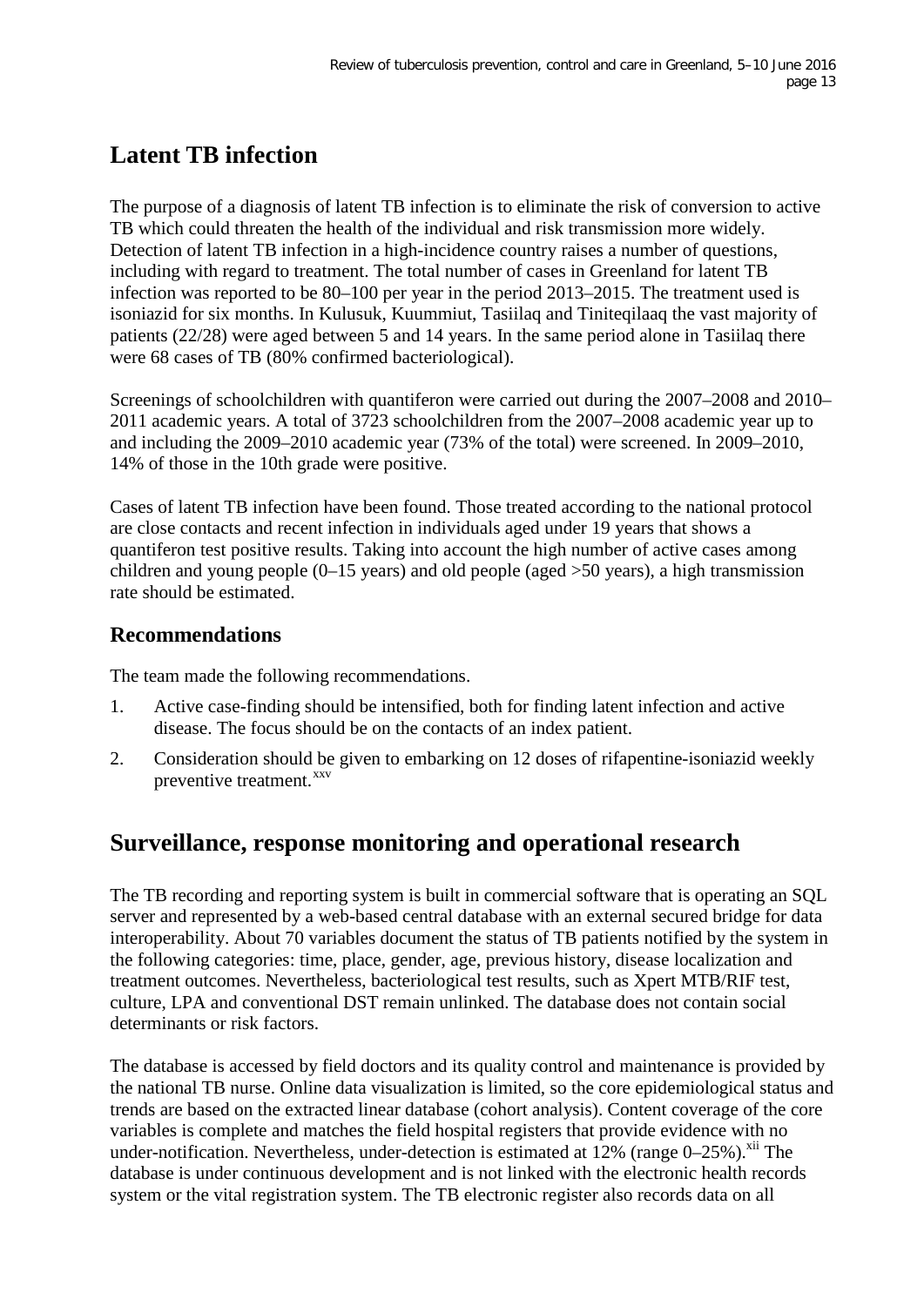# Latent TB infection

The purpose of a diagnosis of latent TB infection is to eliminate the risk of conversion to active TB which could threaten the health of the individual and risk transmission more widely. Detection of latent TB infection in a high-incidence country raises a number of questions, including with regard to treatment. The total number of cases in Greenland for latent TB infection was reported to be 80–100 per year in the period 2013–2015. The treatment used is isoniazid for six months. In Kulusuk, Kuummiut, Tasiilaq and Tiniteqilaaq the vast majority of patients (22/28) were aged between 5 and 14 years. In the same period alone in Tasiilaq there were 68 cases of TB (80% confirmed bacteriological).

Screenings of schoolchildren with quantiferon were carried out during the 2007–2008 and 2010–2011 academic years. A total of 3723 schoolchildren from the 2007–2008 academic year up to and including the 2009–2010 academic year (73% of the total) were screened. In 2009–2010, 14% of those in the 10th grade were positive.

Cases of latent TB infection have been found. Those treated according to the national protocol are close contacts and recent infection in individuals aged under 19 years that shows a quantiferon test positive results. Taking into account the high number of active cases among children and young people (0–15 years) and old people (aged >50 years), a high transmission rate should be estimated.

## Recommendations

The team made the following recommendations.

1. Active case-finding should be intensified, both for finding latent infection and active disease. The focus should be on the contacts of an index patient.
2. Consideration should be given to embarking on 12 doses of rifapentine-isoniazid weekly preventive treatment.[xxv]

# Surveillance, response monitoring and operational research

The TB recording and reporting system is built in commercial software that is operating an SQL server and represented by a web-based central database with an external secured bridge for data interoperability. About 70 variables document the status of TB patients notified by the system in the following categories: time, place, gender, age, previous history, disease localization and treatment outcomes. Nevertheless, bacteriological test results, such as Xpert MTB/RIF test, culture, LPA and conventional DST remain unlinked. The database does not contain social determinants or risk factors.

The database is accessed by field doctors and its quality control and maintenance is provided by the national TB nurse. Online data visualization is limited, so the core epidemiological status and trends are based on the extracted linear database (cohort analysis). Content coverage of the core variables is complete and matches the field hospital registers that provide evidence with no under-notification. Nevertheless, under-detection is estimated at 12% (range 0–25%).[xii] The database is under continuous development and is not linked with the electronic health records system or the vital registration system. The TB electronic register also records data on all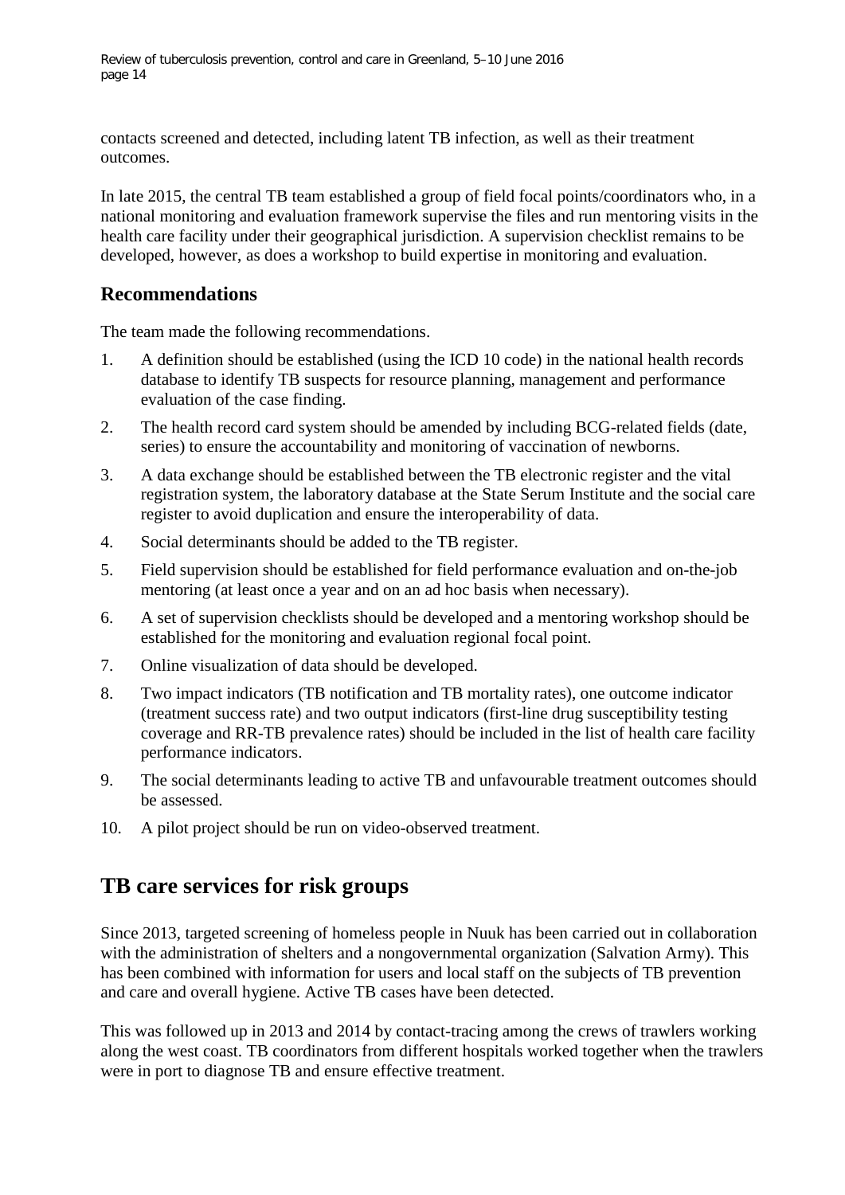contacts screened and detected, including latent TB infection, as well as their treatment outcomes.

In late 2015, the central TB team established a group of field focal points/coordinators who, in a national monitoring and evaluation framework supervise the files and run mentoring visits in the health care facility under their geographical jurisdiction. A supervision checklist remains to be developed, however, as does a workshop to build expertise in monitoring and evaluation.

### Recommendations

The team made the following recommendations.

1. A definition should be established (using the ICD 10 code) in the national health records database to identify TB suspects for resource planning, management and performance evaluation of the case finding.
2. The health record card system should be amended by including BCG-related fields (date, series) to ensure the accountability and monitoring of vaccination of newborns.
3. A data exchange should be established between the TB electronic register and the vital registration system, the laboratory database at the State Serum Institute and the social care register to avoid duplication and ensure the interoperability of data.
4. Social determinants should be added to the TB register.
5. Field supervision should be established for field performance evaluation and on-the-job mentoring (at least once a year and on an ad hoc basis when necessary).
6. A set of supervision checklists should be developed and a mentoring workshop should be established for the monitoring and evaluation regional focal point.
7. Online visualization of data should be developed.
8. Two impact indicators (TB notification and TB mortality rates), one outcome indicator (treatment success rate) and two output indicators (first-line drug susceptibility testing coverage and RR-TB prevalence rates) should be included in the list of health care facility performance indicators.
9. The social determinants leading to active TB and unfavourable treatment outcomes should be assessed.
10. A pilot project should be run on video-observed treatment.

## TB care services for risk groups

Since 2013, targeted screening of homeless people in Nuuk has been carried out in collaboration with the administration of shelters and a nongovernmental organization (Salvation Army). This has been combined with information for users and local staff on the subjects of TB prevention and care and overall hygiene. Active TB cases have been detected.

This was followed up in 2013 and 2014 by contact-tracing among the crews of trawlers working along the west coast. TB coordinators from different hospitals worked together when the trawlers were in port to diagnose TB and ensure effective treatment.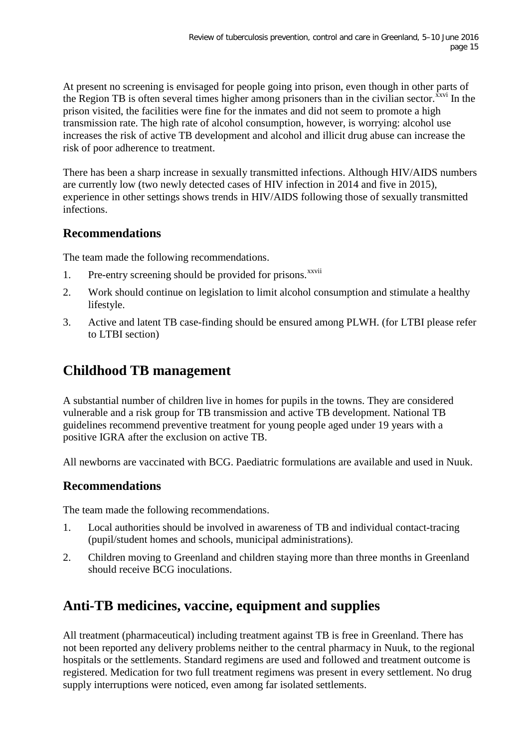At present no screening is envisaged for people going into prison, even though in other parts of the Region TB is often several times higher among prisoners than in the civilian sector.[xxvi] In the prison visited, the facilities were fine for the inmates and did not seem to promote a high transmission rate. The high rate of alcohol consumption, however, is worrying: alcohol use increases the risk of active TB development and alcohol and illicit drug abuse can increase the risk of poor adherence to treatment.

There has been a sharp increase in sexually transmitted infections. Although HIV/AIDS numbers are currently low (two newly detected cases of HIV infection in 2014 and five in 2015), experience in other settings shows trends in HIV/AIDS following those of sexually transmitted infections.

### Recommendations

The team made the following recommendations.

1. Pre-entry screening should be provided for prisons.[xxvii]
2. Work should continue on legislation to limit alcohol consumption and stimulate a healthy lifestyle.
3. Active and latent TB case-finding should be ensured among PLWH. (for LTBI please refer to LTBI section)

## Childhood TB management

A substantial number of children live in homes for pupils in the towns. They are considered vulnerable and a risk group for TB transmission and active TB development. National TB guidelines recommend preventive treatment for young people aged under 19 years with a positive IGRA after the exclusion on active TB.

All newborns are vaccinated with BCG. Paediatric formulations are available and used in Nuuk.

### Recommendations

The team made the following recommendations.

1. Local authorities should be involved in awareness of TB and individual contact-tracing (pupil/student homes and schools, municipal administrations).
2. Children moving to Greenland and children staying more than three months in Greenland should receive BCG inoculations.

## Anti-TB medicines, vaccine, equipment and supplies

All treatment (pharmaceutical) including treatment against TB is free in Greenland. There has not been reported any delivery problems neither to the central pharmacy in Nuuk, to the regional hospitals or the settlements. Standard regimens are used and followed and treatment outcome is registered. Medication for two full treatment regimens was present in every settlement. No drug supply interruptions were noticed, even among far isolated settlements.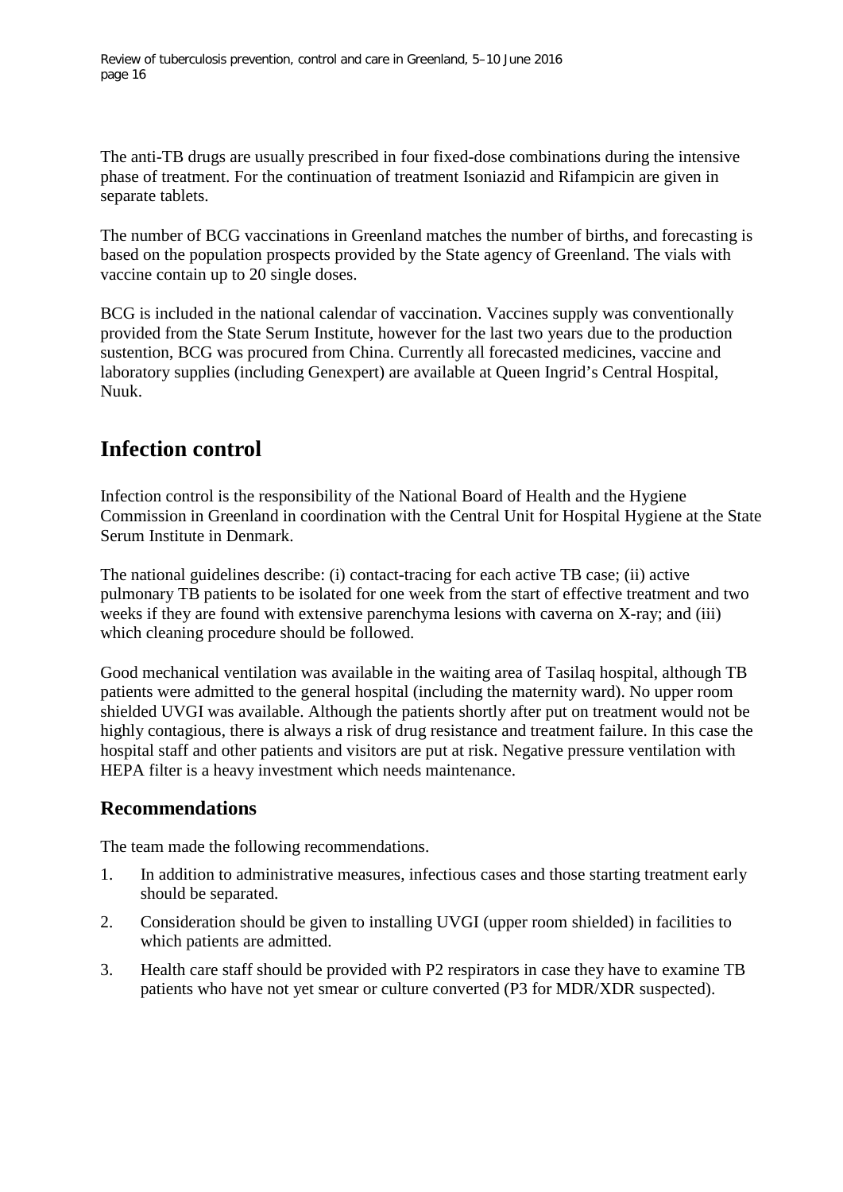The anti-TB drugs are usually prescribed in four fixed-dose combinations during the intensive phase of treatment. For the continuation of treatment Isoniazid and Rifampicin are given in separate tablets.

The number of BCG vaccinations in Greenland matches the number of births, and forecasting is based on the population prospects provided by the State agency of Greenland. The vials with vaccine contain up to 20 single doses.

BCG is included in the national calendar of vaccination. Vaccines supply was conventionally provided from the State Serum Institute, however for the last two years due to the production sustention, BCG was procured from China. Currently all forecasted medicines, vaccine and laboratory supplies (including Genexpert) are available at Queen Ingrid's Central Hospital, Nuuk.

# Infection control

Infection control is the responsibility of the National Board of Health and the Hygiene Commission in Greenland in coordination with the Central Unit for Hospital Hygiene at the State Serum Institute in Denmark.

The national guidelines describe: (i) contact-tracing for each active TB case; (ii) active pulmonary TB patients to be isolated for one week from the start of effective treatment and two weeks if they are found with extensive parenchyma lesions with caverna on X-ray; and (iii) which cleaning procedure should be followed.

Good mechanical ventilation was available in the waiting area of Tasilaq hospital, although TB patients were admitted to the general hospital (including the maternity ward). No upper room shielded UVGI was available. Although the patients shortly after put on treatment would not be highly contagious, there is always a risk of drug resistance and treatment failure. In this case the hospital staff and other patients and visitors are put at risk. Negative pressure ventilation with HEPA filter is a heavy investment which needs maintenance.

## Recommendations

The team made the following recommendations.

1. In addition to administrative measures, infectious cases and those starting treatment early should be separated.
2. Consideration should be given to installing UVGI (upper room shielded) in facilities to which patients are admitted.
3. Health care staff should be provided with P2 respirators in case they have to examine TB patients who have not yet smear or culture converted (P3 for MDR/XDR suspected).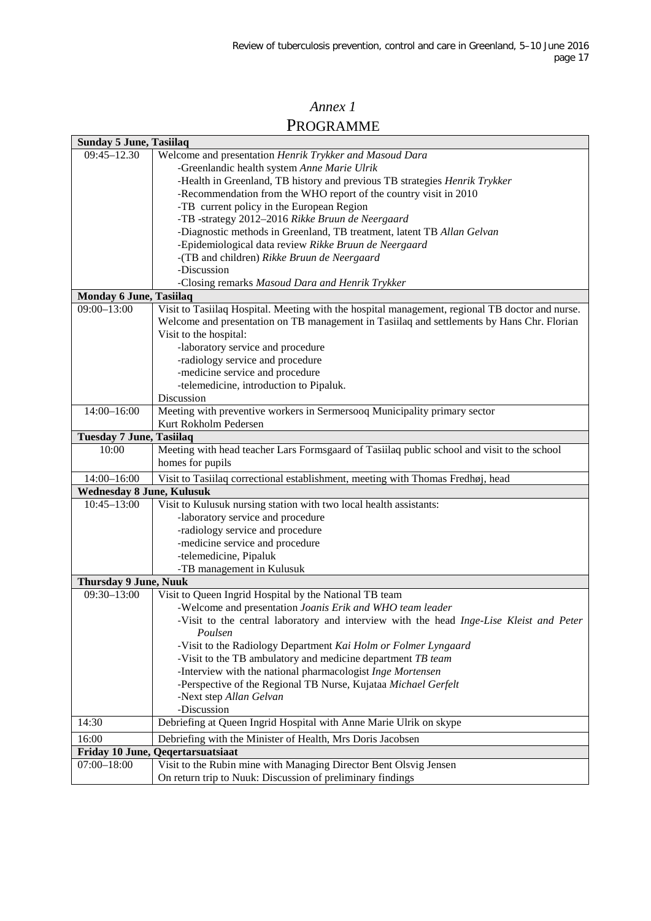*Annex 1*

# PROGRAMME

| **Sunday 5 June, Tasiilaq** | |
|---|---|
| 09:45–12.30 | Welcome and presentation *Henrik Trykker and Masoud Dara*<br>-Greenlandic health system *Anne Marie Ulrik*<br>-Health in Greenland, TB history and previous TB strategies *Henrik Trykker*<br>-Recommendation from the WHO report of the country visit in 2010<br>-TB current policy in the European Region<br>-TB -strategy 2012–2016 *Rikke Bruun de Neergaard*<br>-Diagnostic methods in Greenland, TB treatment, latent TB *Allan Gelvan*<br>-Epidemiological data review *Rikke Bruun de Neergaard*<br>-(TB and children) *Rikke Bruun de Neergaard*<br>-Discussion<br>-Closing remarks *Masoud Dara and Henrik Trykker* |
| **Monday 6 June, Tasiilaq** | |
| 09:00–13:00 | Visit to Tasiilaq Hospital. Meeting with the hospital management, regional TB doctor and nurse. Welcome and presentation on TB management in Tasiilaq and settlements by Hans Chr. Florian<br>Visit to the hospital:<br>-laboratory service and procedure<br>-radiology service and procedure<br>-medicine service and procedure<br>-telemedicine, introduction to Pipaluk.<br>Discussion |
| 14:00–16:00 | Meeting with preventive workers in Sermersooq Municipality primary sector<br>Kurt Rokholm Pedersen |
| **Tuesday 7 June, Tasiilaq** | |
| 10:00 | Meeting with head teacher Lars Formsgaard of Tasiilaq public school and visit to the school homes for pupils |
| 14:00–16:00 | Visit to Tasiilaq correctional establishment, meeting with Thomas Fredhøj, head |
| **Wednesday 8 June, Kulusuk** | |
| 10:45–13:00 | Visit to Kulusuk nursing station with two local health assistants:<br>-laboratory service and procedure<br>-radiology service and procedure<br>-medicine service and procedure<br>-telemedicine, Pipaluk<br>-TB management in Kulusuk |
| **Thursday 9 June, Nuuk** | |
| 09:30–13:00 | Visit to Queen Ingrid Hospital by the National TB team<br>-Welcome and presentation *Joanis Erik and WHO team leader*<br>-Visit to the central laboratory and interview with the head *Inge-Lise Kleist and Peter Poulsen*<br>-Visit to the Radiology Department *Kai Holm or Folmer Lyngaard*<br>-Visit to the TB ambulatory and medicine department *TB team*<br>-Interview with the national pharmacologist *Inge Mortensen*<br>-Perspective of the Regional TB Nurse, Kujataa *Michael Gerfelt*<br>-Next step *Allan Gelvan*<br>-Discussion |
| 14:30 | Debriefing at Queen Ingrid Hospital with Anne Marie Ulrik on skype |
| 16:00 | Debriefing with the Minister of Health, Mrs Doris Jacobsen |
| **Friday 10 June, Qeqertarsuatsiaat** | |
| 07:00–18:00 | Visit to the Rubin mine with Managing Director Bent Olsvig Jensen<br>On return trip to Nuuk: Discussion of preliminary findings |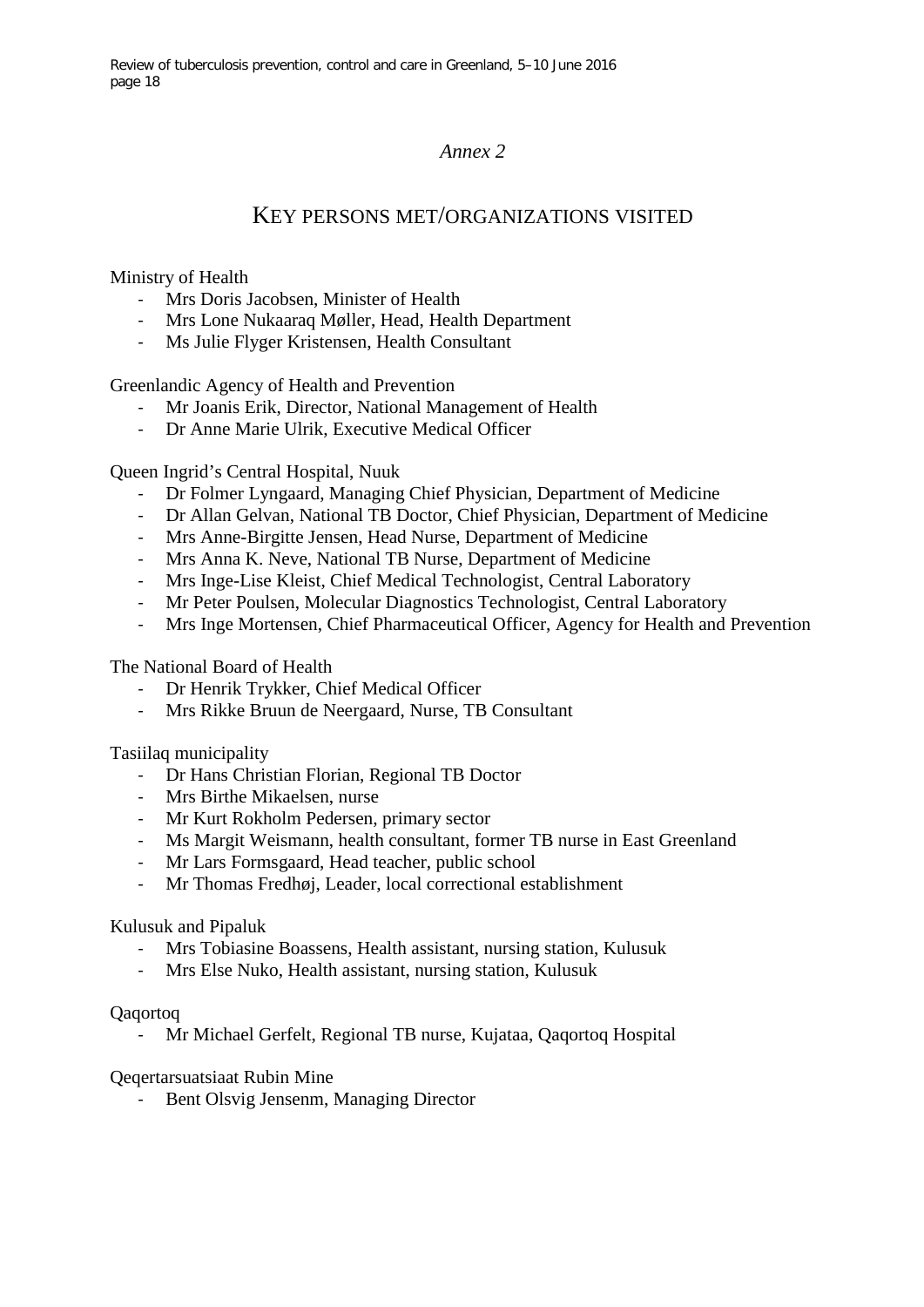*Annex 2*

# KEY PERSONS MET/ORGANIZATIONS VISITED

Ministry of Health

- Mrs Doris Jacobsen, Minister of Health
- Mrs Lone Nukaaraq Møller, Head, Health Department
- Ms Julie Flyger Kristensen, Health Consultant

Greenlandic Agency of Health and Prevention

- Mr Joanis Erik, Director, National Management of Health
- Dr Anne Marie Ulrik, Executive Medical Officer

Queen Ingrid's Central Hospital, Nuuk

- Dr Folmer Lyngaard, Managing Chief Physician, Department of Medicine
- Dr Allan Gelvan, National TB Doctor, Chief Physician, Department of Medicine
- Mrs Anne-Birgitte Jensen, Head Nurse, Department of Medicine
- Mrs Anna K. Neve, National TB Nurse, Department of Medicine
- Mrs Inge-Lise Kleist, Chief Medical Technologist, Central Laboratory
- Mr Peter Poulsen, Molecular Diagnostics Technologist, Central Laboratory
- Mrs Inge Mortensen, Chief Pharmaceutical Officer, Agency for Health and Prevention

The National Board of Health

- Dr Henrik Trykker, Chief Medical Officer
- Mrs Rikke Bruun de Neergaard, Nurse, TB Consultant

Tasiilaq municipality

- Dr Hans Christian Florian, Regional TB Doctor
- Mrs Birthe Mikaelsen, nurse
- Mr Kurt Rokholm Pedersen, primary sector
- Ms Margit Weismann, health consultant, former TB nurse in East Greenland
- Mr Lars Formsgaard, Head teacher, public school
- Mr Thomas Fredhøj, Leader, local correctional establishment

Kulusuk and Pipaluk

- Mrs Tobiasine Boassens, Health assistant, nursing station, Kulusuk
- Mrs Else Nuko, Health assistant, nursing station, Kulusuk

Qaqortoq

- Mr Michael Gerfelt, Regional TB nurse, Kujataa, Qaqortoq Hospital

Qeqertarsuatsiaat Rubin Mine

- Bent Olsvig Jensenm, Managing Director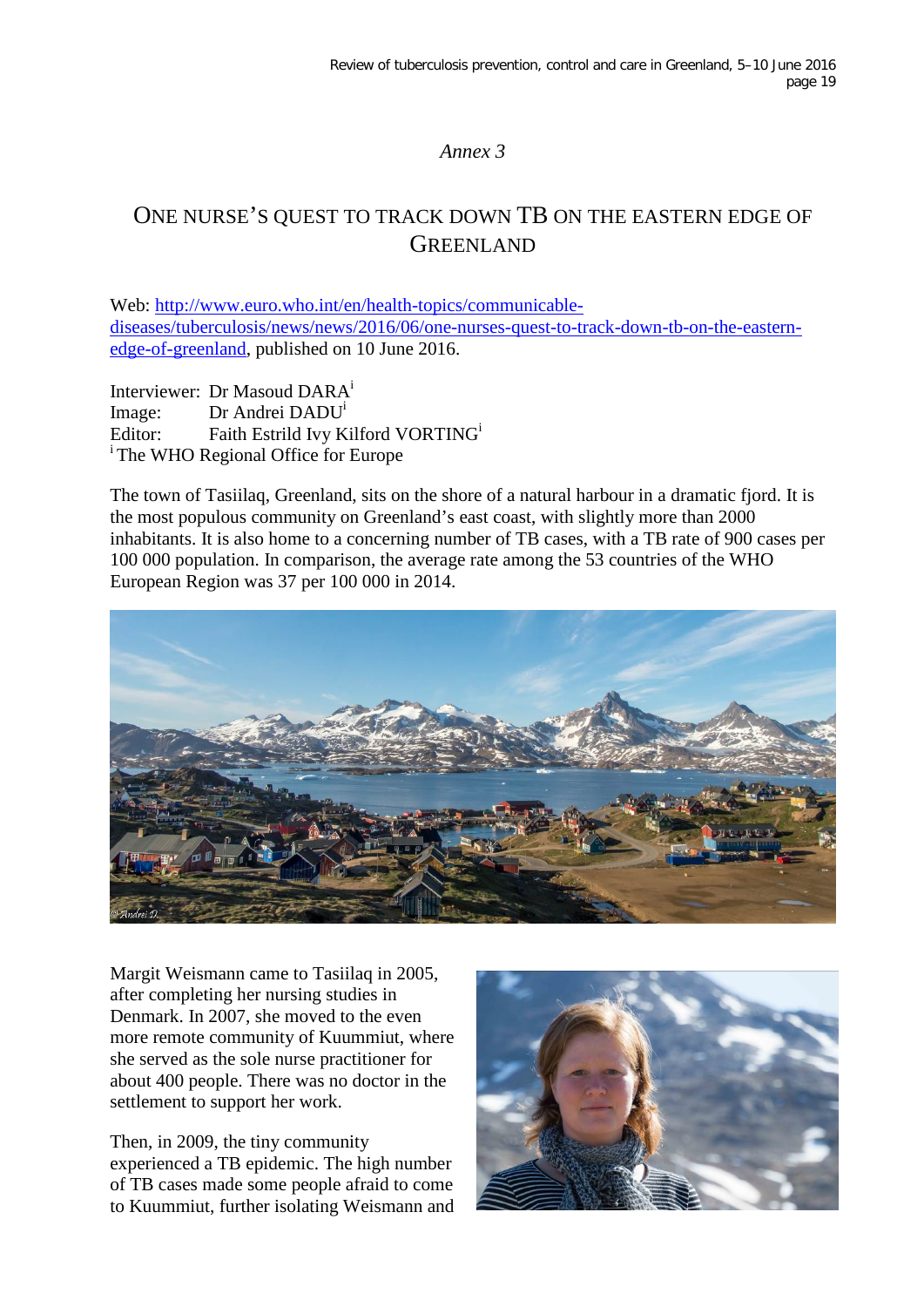*Annex 3*

# ONE NURSE'S QUEST TO TRACK DOWN TB ON THE EASTERN EDGE OF GREENLAND

Web: http://www.euro.who.int/en/health-topics/communicable-diseases/tuberculosis/news/news/2016/06/one-nurses-quest-to-track-down-tb-on-the-eastern-edge-of-greenland, published on 10 June 2016.

Interviewer: Dr Masoud DARA[i]
Image: Dr Andrei DADU[i]
Editor: Faith Estrild Ivy Kilford VORTING[i]
[i] The WHO Regional Office for Europe

The town of Tasiilaq, Greenland, sits on the shore of a natural harbour in a dramatic fjord. It is the most populous community on Greenland's east coast, with slightly more than 2000 inhabitants. It is also home to a concerning number of TB cases, with a TB rate of 900 cases per 100 000 population. In comparison, the average rate among the 53 countries of the WHO European Region was 37 per 100 000 in 2014.

Margit Weismann came to Tasiilaq in 2005, after completing her nursing studies in Denmark. In 2007, she moved to the even more remote community of Kuummiut, where she served as the sole nurse practitioner for about 400 people. There was no doctor in the settlement to support her work.

Then, in 2009, the tiny community experienced a TB epidemic. The high number of TB cases made some people afraid to come to Kuummiut, further isolating Weismann and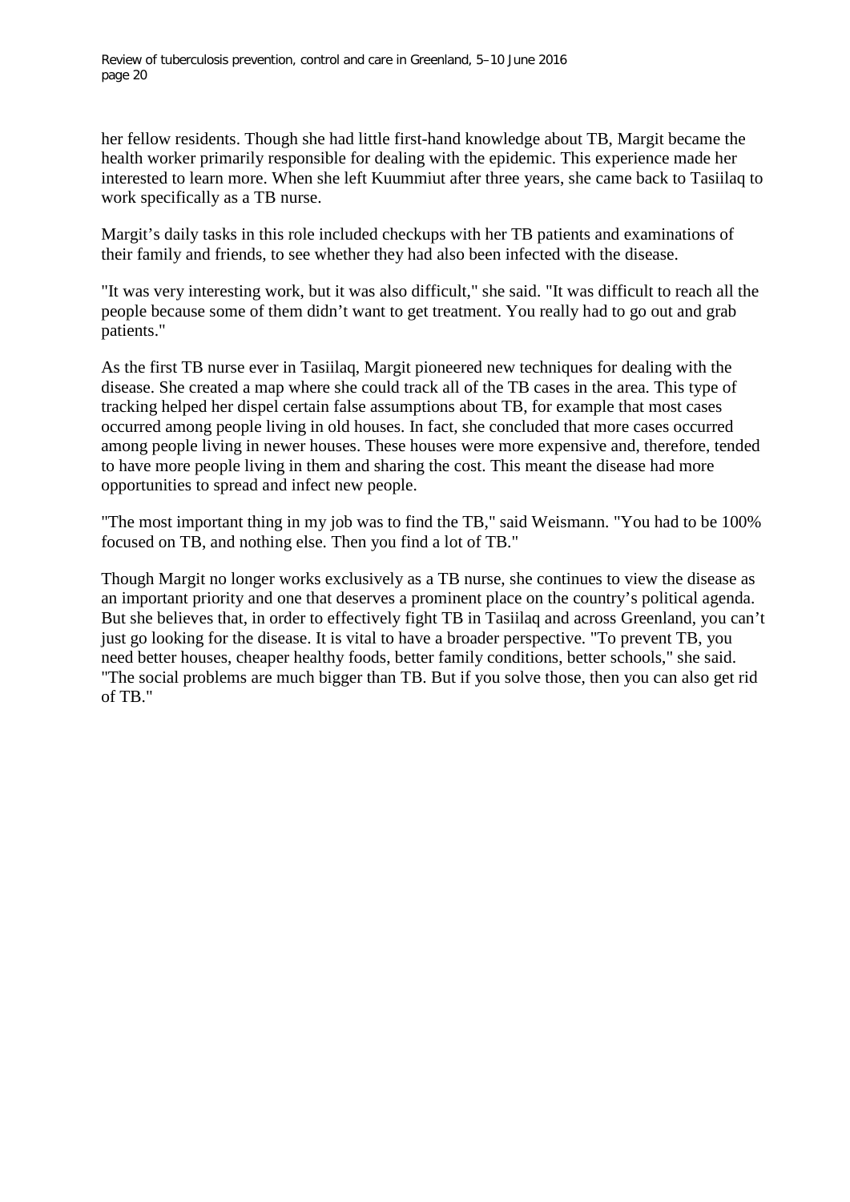her fellow residents. Though she had little first-hand knowledge about TB, Margit became the health worker primarily responsible for dealing with the epidemic. This experience made her interested to learn more. When she left Kuummiut after three years, she came back to Tasiilaq to work specifically as a TB nurse.

Margit's daily tasks in this role included checkups with her TB patients and examinations of their family and friends, to see whether they had also been infected with the disease.

"It was very interesting work, but it was also difficult," she said. "It was difficult to reach all the people because some of them didn't want to get treatment. You really had to go out and grab patients."

As the first TB nurse ever in Tasiilaq, Margit pioneered new techniques for dealing with the disease. She created a map where she could track all of the TB cases in the area. This type of tracking helped her dispel certain false assumptions about TB, for example that most cases occurred among people living in old houses. In fact, she concluded that more cases occurred among people living in newer houses. These houses were more expensive and, therefore, tended to have more people living in them and sharing the cost. This meant the disease had more opportunities to spread and infect new people.

"The most important thing in my job was to find the TB," said Weismann. "You had to be 100% focused on TB, and nothing else. Then you find a lot of TB."

Though Margit no longer works exclusively as a TB nurse, she continues to view the disease as an important priority and one that deserves a prominent place on the country's political agenda. But she believes that, in order to effectively fight TB in Tasiilaq and across Greenland, you can't just go looking for the disease. It is vital to have a broader perspective. "To prevent TB, you need better houses, cheaper healthy foods, better family conditions, better schools," she said. "The social problems are much bigger than TB. But if you solve those, then you can also get rid of TB."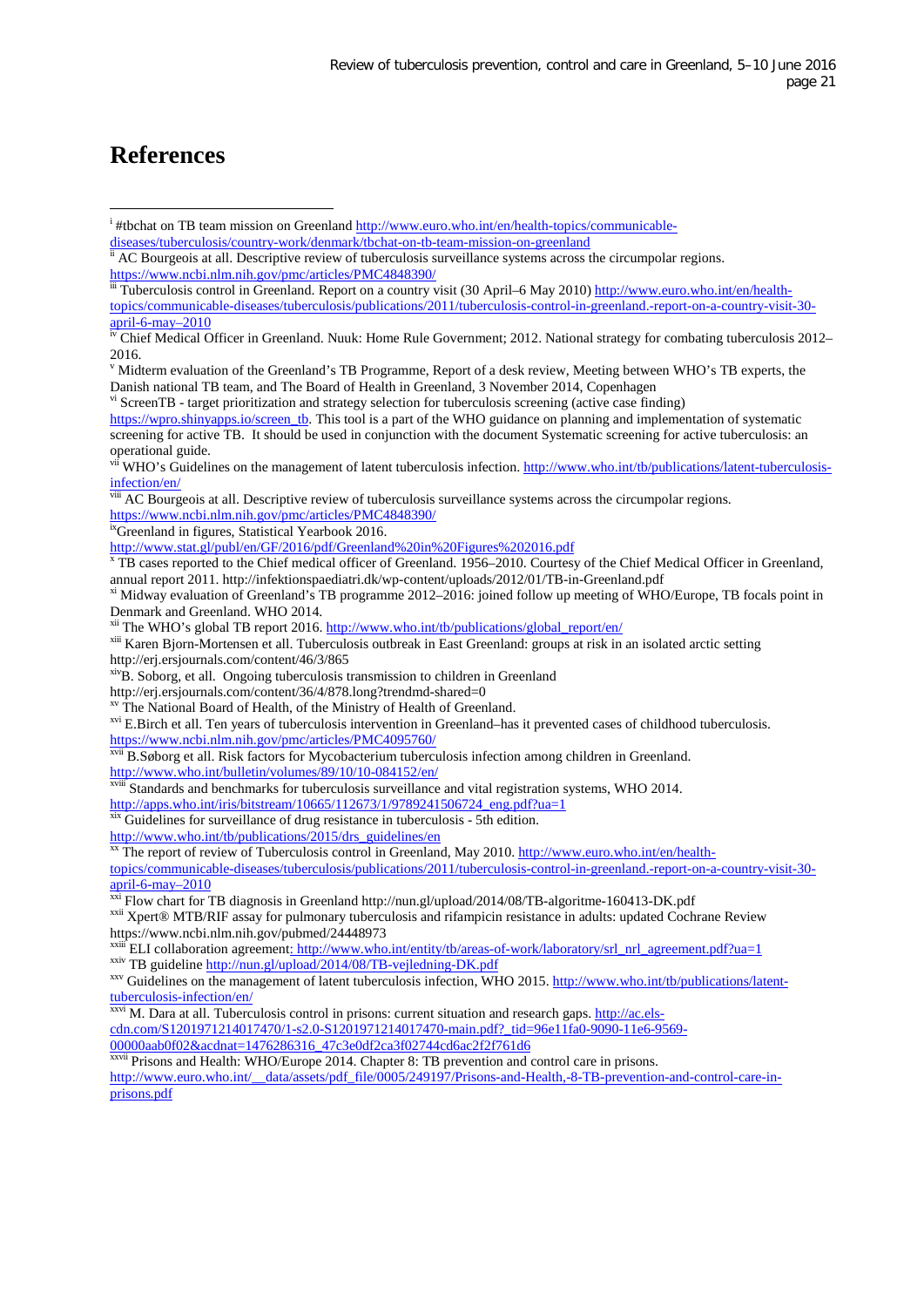# References

[i] #tbchat on TB team mission on Greenland http://www.euro.who.int/en/health-topics/communicable-diseases/tuberculosis/country-work/denmark/tbchat-on-tb-team-mission-on-greenland

[ii] AC Bourgeois at all. Descriptive review of tuberculosis surveillance systems across the circumpolar regions. https://www.ncbi.nlm.nih.gov/pmc/articles/PMC4848390/

[iii] Tuberculosis control in Greenland. Report on a country visit (30 April–6 May 2010) http://www.euro.who.int/en/health-topics/communicable-diseases/tuberculosis/publications/2011/tuberculosis-control-in-greenland.-report-on-a-country-visit-30-april-6-may–2010

[iv] Chief Medical Officer in Greenland. Nuuk: Home Rule Government; 2012. National strategy for combating tuberculosis 2012–2016.

[v] Midterm evaluation of the Greenland's TB Programme, Report of a desk review, Meeting between WHO's TB experts, the Danish national TB team, and The Board of Health in Greenland, 3 November 2014, Copenhagen

[vi] ScreenTB - target prioritization and strategy selection for tuberculosis screening (active case finding) https://wpro.shinyapps.io/screen_tb. This tool is a part of the WHO guidance on planning and implementation of systematic screening for active TB. It should be used in conjunction with the document Systematic screening for active tuberculosis: an operational guide.

[vii] WHO's Guidelines on the management of latent tuberculosis infection. http://www.who.int/tb/publications/latent-tuberculosis-infection/en/

[viii] AC Bourgeois at all. Descriptive review of tuberculosis surveillance systems across the circumpolar regions. https://www.ncbi.nlm.nih.gov/pmc/articles/PMC4848390/

[ix] Greenland in figures, Statistical Yearbook 2016. http://www.stat.gl/publ/en/GF/2016/pdf/Greenland%20in%20Figures%202016.pdf

[x] TB cases reported to the Chief medical officer of Greenland. 1956–2010. Courtesy of the Chief Medical Officer in Greenland, annual report 2011. http://infektionspaediatri.dk/wp-content/uploads/2012/01/TB-in-Greenland.pdf

[xi] Midway evaluation of Greenland's TB programme 2012–2016: joined follow up meeting of WHO/Europe, TB focals point in Denmark and Greenland. WHO 2014.

[xii] The WHO's global TB report 2016. http://www.who.int/tb/publications/global_report/en/

[xiii] Karen Bjorn-Mortensen et all. Tuberculosis outbreak in East Greenland: groups at risk in an isolated arctic setting http://erj.ersjournals.com/content/46/3/865

[xiv] B. Soborg, et all. Ongoing tuberculosis transmission to children in Greenland http://erj.ersjournals.com/content/36/4/878.long?trendmd-shared=0

[xv] The National Board of Health, of the Ministry of Health of Greenland.

[xvi] E.Birch et all. Ten years of tuberculosis intervention in Greenland–has it prevented cases of childhood tuberculosis. https://www.ncbi.nlm.nih.gov/pmc/articles/PMC4095760/

[xvii] B.Søborg et all. Risk factors for Mycobacterium tuberculosis infection among children in Greenland. http://www.who.int/bulletin/volumes/89/10/10-084152/en/

[xviii] Standards and benchmarks for tuberculosis surveillance and vital registration systems, WHO 2014. http://apps.who.int/iris/bitstream/10665/112673/1/9789241506724_eng.pdf?ua=1

[xix] Guidelines for surveillance of drug resistance in tuberculosis - 5th edition. http://www.who.int/tb/publications/2015/drs_guidelines/en

[xx] The report of review of Tuberculosis control in Greenland, May 2010. http://www.euro.who.int/en/health-topics/communicable-diseases/tuberculosis/publications/2011/tuberculosis-control-in-greenland.-report-on-a-country-visit-30-april-6-may–2010

[xxi] Flow chart for TB diagnosis in Greenland http://nun.gl/upload/2014/08/TB-algoritme-160413-DK.pdf

[xxii] Xpert® MTB/RIF assay for pulmonary tuberculosis and rifampicin resistance in adults: updated Cochrane Review https://www.ncbi.nlm.nih.gov/pubmed/24448973

[xxiii] ELI collaboration agreement: http://www.who.int/entity/tb/areas-of-work/laboratory/srl_nrl_agreement.pdf?ua=1

[xxiv] TB guideline http://nun.gl/upload/2014/08/TB-vejledning-DK.pdf

[xxv] Guidelines on the management of latent tuberculosis infection, WHO 2015. http://www.who.int/tb/publications/latent-tuberculosis-infection/en/

[xxvi] M. Dara at all. Tuberculosis control in prisons: current situation and research gaps. http://ac.els-cdn.com/S1201971214017470/1-s2.0-S1201971214017470-main.pdf?_tid=96e11fa0-9090-11e6-9569-00000aab0f02&acdnat=1476286316_47c3e0df2ca3f02744cd6ac2f2f761d6

[xxvii] Prisons and Health: WHO/Europe 2014. Chapter 8: TB prevention and control care in prisons. http://www.euro.who.int/__data/assets/pdf_file/0005/249197/Prisons-and-Health,-8-TB-prevention-and-control-care-in-prisons.pdf